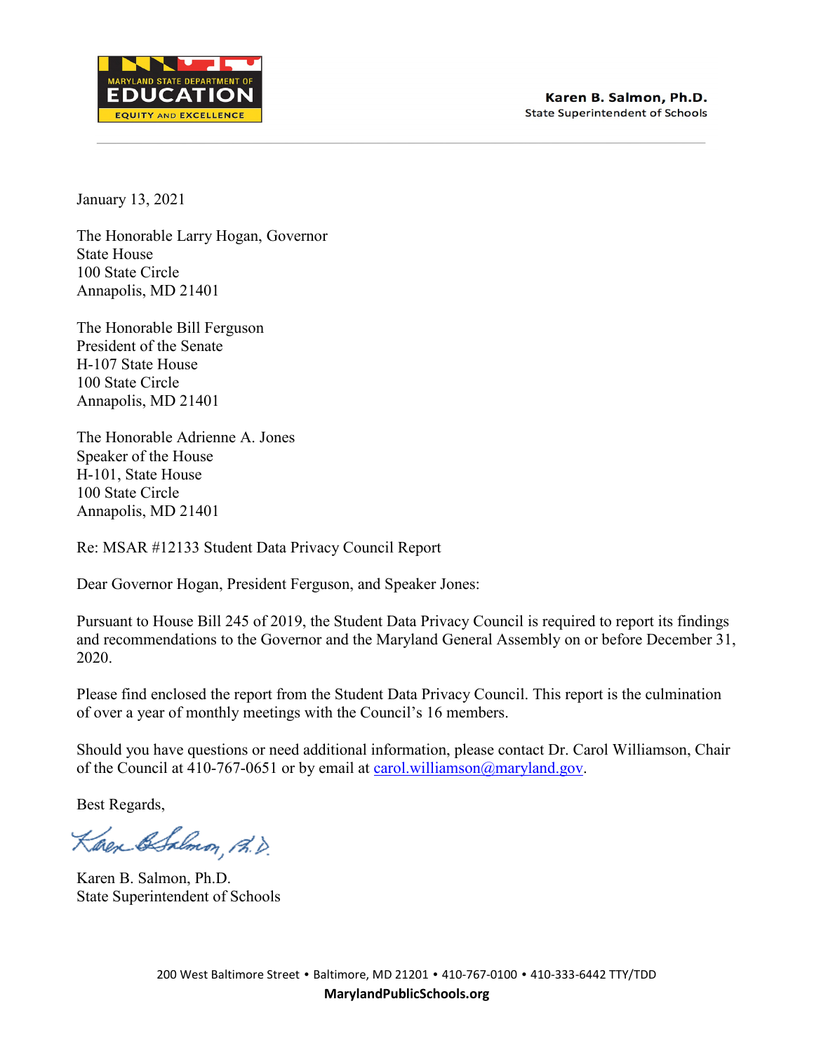MARYLAND STATE DEPARTMENT OF EDUCATION
EQUITY AND EXCELLENCE

**Karen B. Salmon, Ph.D.**
State Superintendent of Schools

January 13, 2021

The Honorable Larry Hogan, Governor
State House
100 State Circle
Annapolis, MD 21401

The Honorable Bill Ferguson
President of the Senate
H-107 State House
100 State Circle
Annapolis, MD 21401

The Honorable Adrienne A. Jones
Speaker of the House
H-101, State House
100 State Circle
Annapolis, MD 21401

Re: MSAR #12133 Student Data Privacy Council Report

Dear Governor Hogan, President Ferguson, and Speaker Jones:

Pursuant to House Bill 245 of 2019, the Student Data Privacy Council is required to report its findings and recommendations to the Governor and the Maryland General Assembly on or before December 31, 2020.

Please find enclosed the report from the Student Data Privacy Council. This report is the culmination of over a year of monthly meetings with the Council's 16 members.

Should you have questions or need additional information, please contact Dr. Carol Williamson, Chair of the Council at 410-767-0651 or by email at carol.williamson@maryland.gov.

Best Regards,

Karen B. Salmon, Ph.D.
State Superintendent of Schools

200 West Baltimore Street • Baltimore, MD 21201 • 410-767-0100 • 410-333-6442 TTY/TDD
**MarylandPublicSchools.org**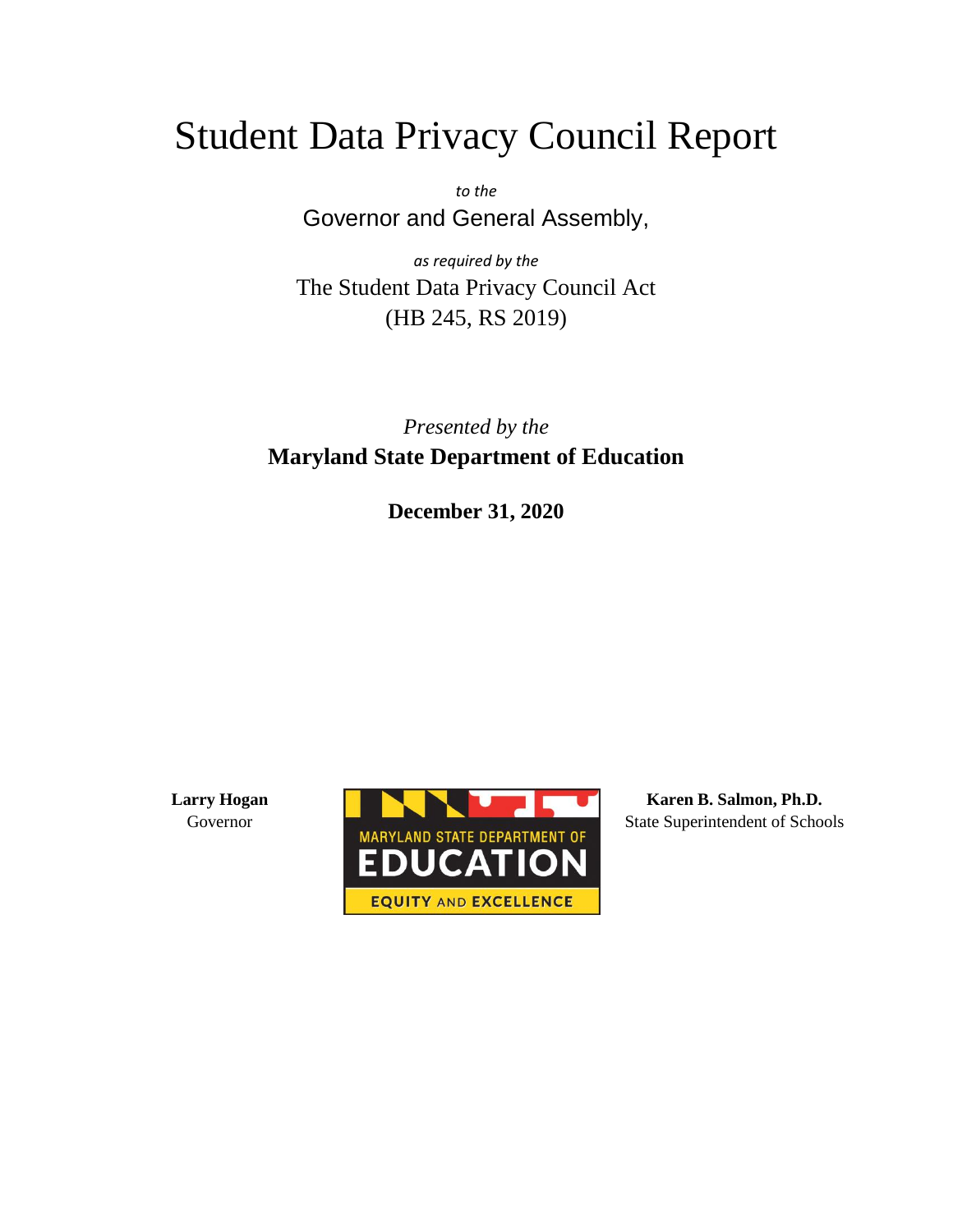# Student Data Privacy Council Report

*to the*

Governor and General Assembly,

*as required by the*

The Student Data Privacy Council Act
(HB 245, RS 2019)

*Presented by the*

**Maryland State Department of Education**

**December 31, 2020**

**Larry Hogan**
Governor

MARYLAND STATE DEPARTMENT OF EDUCATION
EQUITY AND EXCELLENCE

**Karen B. Salmon, Ph.D.**
State Superintendent of Schools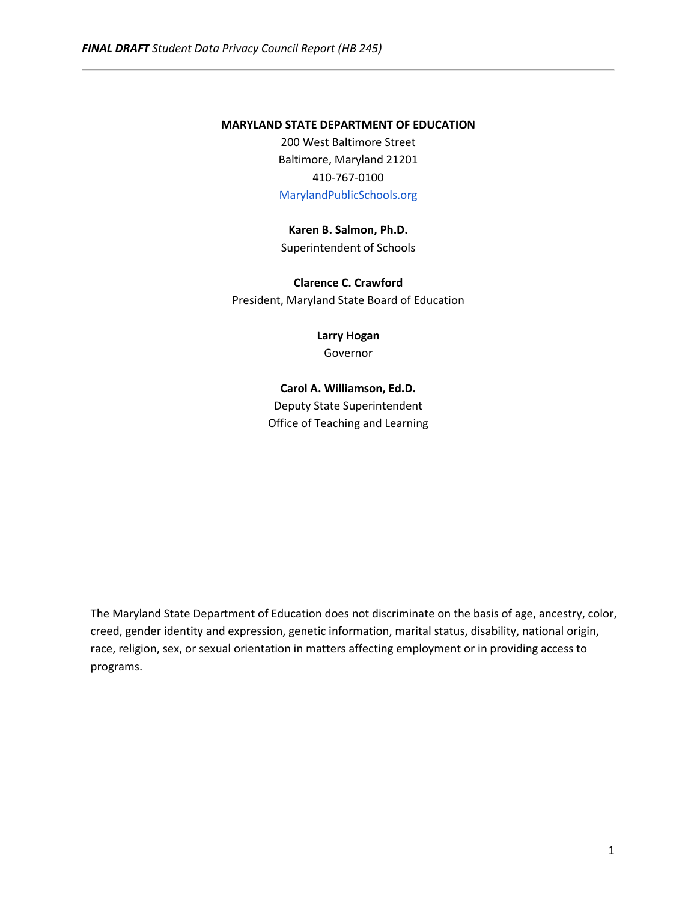**MARYLAND STATE DEPARTMENT OF EDUCATION**

200 West Baltimore Street

Baltimore, Maryland 21201

410-767-0100

MarylandPublicSchools.org

**Karen B. Salmon, Ph.D.**

Superintendent of Schools

**Clarence C. Crawford**

President, Maryland State Board of Education

**Larry Hogan**

Governor

**Carol A. Williamson, Ed.D.**

Deputy State Superintendent

Office of Teaching and Learning

The Maryland State Department of Education does not discriminate on the basis of age, ancestry, color, creed, gender identity and expression, genetic information, marital status, disability, national origin, race, religion, sex, or sexual orientation in matters affecting employment or in providing access to programs.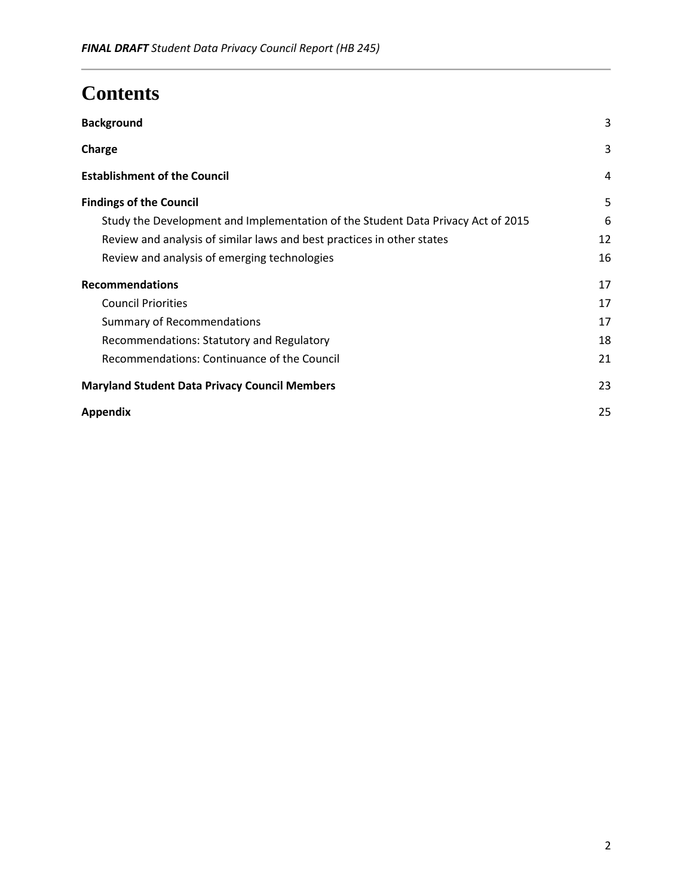# Contents

| | |
|---|---|
| **Background** | 3 |
| **Charge** | 3 |
| **Establishment of the Council** | 4 |
| **Findings of the Council** | 5 |
| Study the Development and Implementation of the Student Data Privacy Act of 2015 | 6 |
| Review and analysis of similar laws and best practices in other states | 12 |
| Review and analysis of emerging technologies | 16 |
| **Recommendations** | 17 |
| Council Priorities | 17 |
| Summary of Recommendations | 17 |
| Recommendations: Statutory and Regulatory | 18 |
| Recommendations: Continuance of the Council | 21 |
| **Maryland Student Data Privacy Council Members** | 23 |
| **Appendix** | 25 |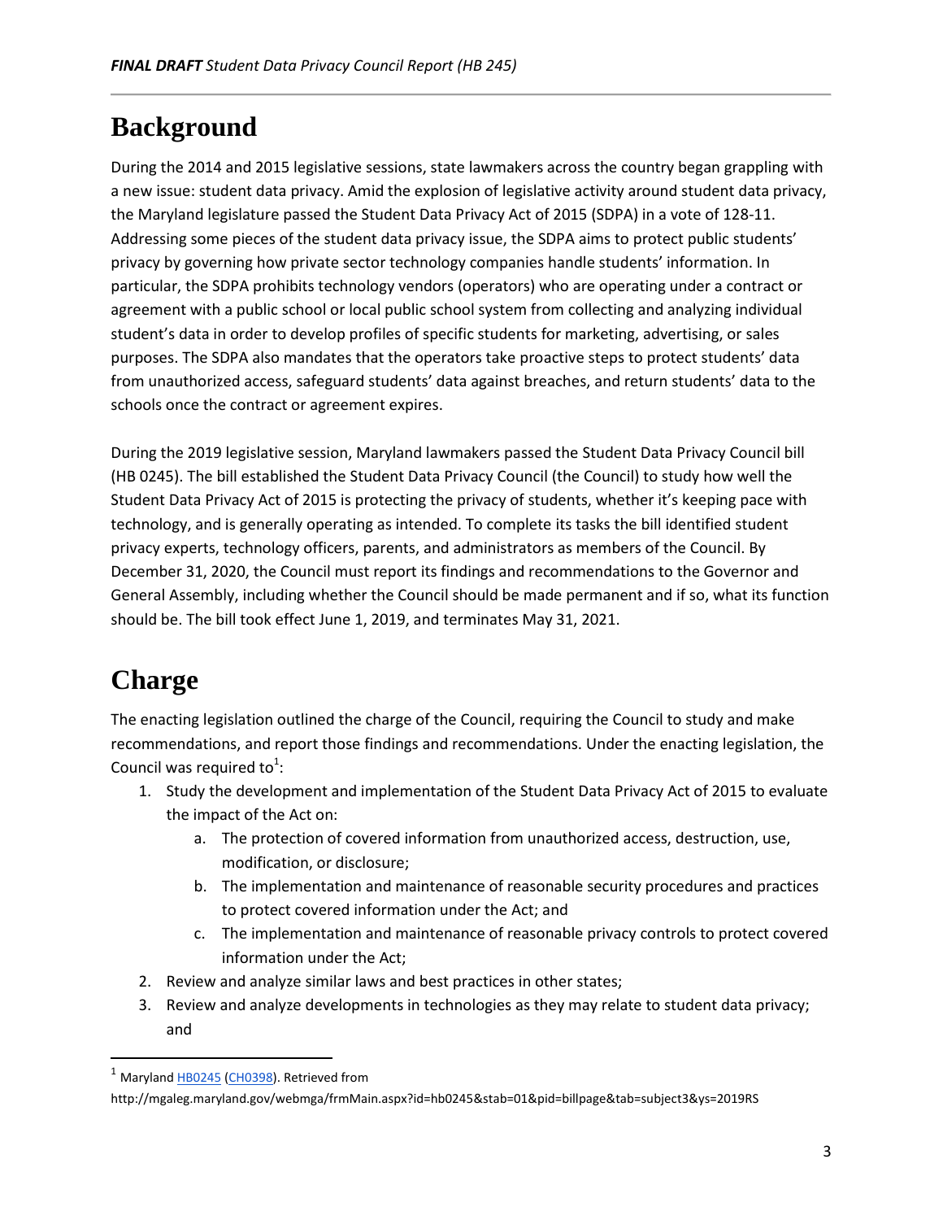# Background

During the 2014 and 2015 legislative sessions, state lawmakers across the country began grappling with a new issue: student data privacy. Amid the explosion of legislative activity around student data privacy, the Maryland legislature passed the Student Data Privacy Act of 2015 (SDPA) in a vote of 128-11. Addressing some pieces of the student data privacy issue, the SDPA aims to protect public students' privacy by governing how private sector technology companies handle students' information. In particular, the SDPA prohibits technology vendors (operators) who are operating under a contract or agreement with a public school or local public school system from collecting and analyzing individual student's data in order to develop profiles of specific students for marketing, advertising, or sales purposes. The SDPA also mandates that the operators take proactive steps to protect students' data from unauthorized access, safeguard students' data against breaches, and return students' data to the schools once the contract or agreement expires.

During the 2019 legislative session, Maryland lawmakers passed the Student Data Privacy Council bill (HB 0245). The bill established the Student Data Privacy Council (the Council) to study how well the Student Data Privacy Act of 2015 is protecting the privacy of students, whether it's keeping pace with technology, and is generally operating as intended. To complete its tasks the bill identified student privacy experts, technology officers, parents, and administrators as members of the Council. By December 31, 2020, the Council must report its findings and recommendations to the Governor and General Assembly, including whether the Council should be made permanent and if so, what its function should be. The bill took effect June 1, 2019, and terminates May 31, 2021.

# Charge

The enacting legislation outlined the charge of the Council, requiring the Council to study and make recommendations, and report those findings and recommendations. Under the enacting legislation, the Council was required to[1]:

1. Study the development and implementation of the Student Data Privacy Act of 2015 to evaluate the impact of the Act on:
    a. The protection of covered information from unauthorized access, destruction, use, modification, or disclosure;
    b. The implementation and maintenance of reasonable security procedures and practices to protect covered information under the Act; and
    c. The implementation and maintenance of reasonable privacy controls to protect covered information under the Act;
2. Review and analyze similar laws and best practices in other states;
3. Review and analyze developments in technologies as they may relate to student data privacy; and

---

[1] Maryland HB0245 (CH0398). Retrieved from http://mgaleg.maryland.gov/webmga/frmMain.aspx?id=hb0245&stab=01&pid=billpage&tab=subject3&ys=2019RS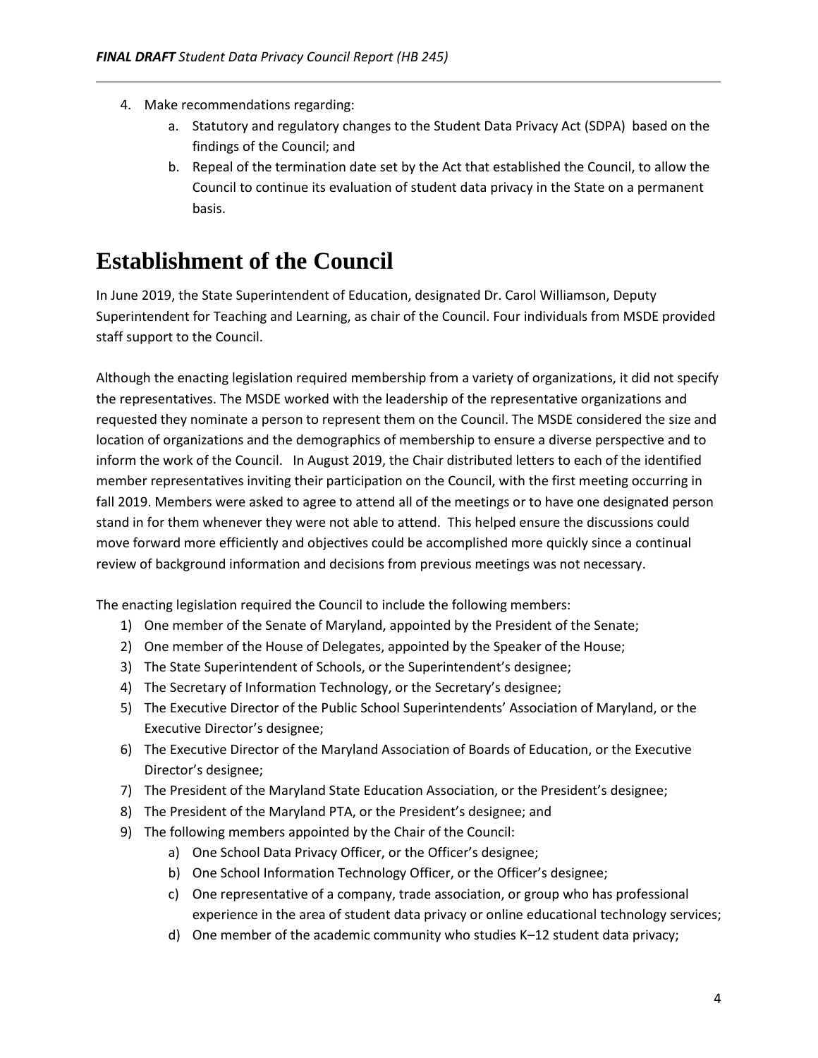4. Make recommendations regarding:
   a. Statutory and regulatory changes to the Student Data Privacy Act (SDPA) based on the findings of the Council; and
   b. Repeal of the termination date set by the Act that established the Council, to allow the Council to continue its evaluation of student data privacy in the State on a permanent basis.

# Establishment of the Council

In June 2019, the State Superintendent of Education, designated Dr. Carol Williamson, Deputy Superintendent for Teaching and Learning, as chair of the Council. Four individuals from MSDE provided staff support to the Council.

Although the enacting legislation required membership from a variety of organizations, it did not specify the representatives. The MSDE worked with the leadership of the representative organizations and requested they nominate a person to represent them on the Council. The MSDE considered the size and location of organizations and the demographics of membership to ensure a diverse perspective and to inform the work of the Council. In August 2019, the Chair distributed letters to each of the identified member representatives inviting their participation on the Council, with the first meeting occurring in fall 2019. Members were asked to agree to attend all of the meetings or to have one designated person stand in for them whenever they were not able to attend. This helped ensure the discussions could move forward more efficiently and objectives could be accomplished more quickly since a continual review of background information and decisions from previous meetings was not necessary.

The enacting legislation required the Council to include the following members:

1) One member of the Senate of Maryland, appointed by the President of the Senate;
2) One member of the House of Delegates, appointed by the Speaker of the House;
3) The State Superintendent of Schools, or the Superintendent's designee;
4) The Secretary of Information Technology, or the Secretary's designee;
5) The Executive Director of the Public School Superintendents' Association of Maryland, or the Executive Director's designee;
6) The Executive Director of the Maryland Association of Boards of Education, or the Executive Director's designee;
7) The President of the Maryland State Education Association, or the President's designee;
8) The President of the Maryland PTA, or the President's designee; and
9) The following members appointed by the Chair of the Council:
   a) One School Data Privacy Officer, or the Officer's designee;
   b) One School Information Technology Officer, or the Officer's designee;
   c) One representative of a company, trade association, or group who has professional experience in the area of student data privacy or online educational technology services;
   d) One member of the academic community who studies K–12 student data privacy;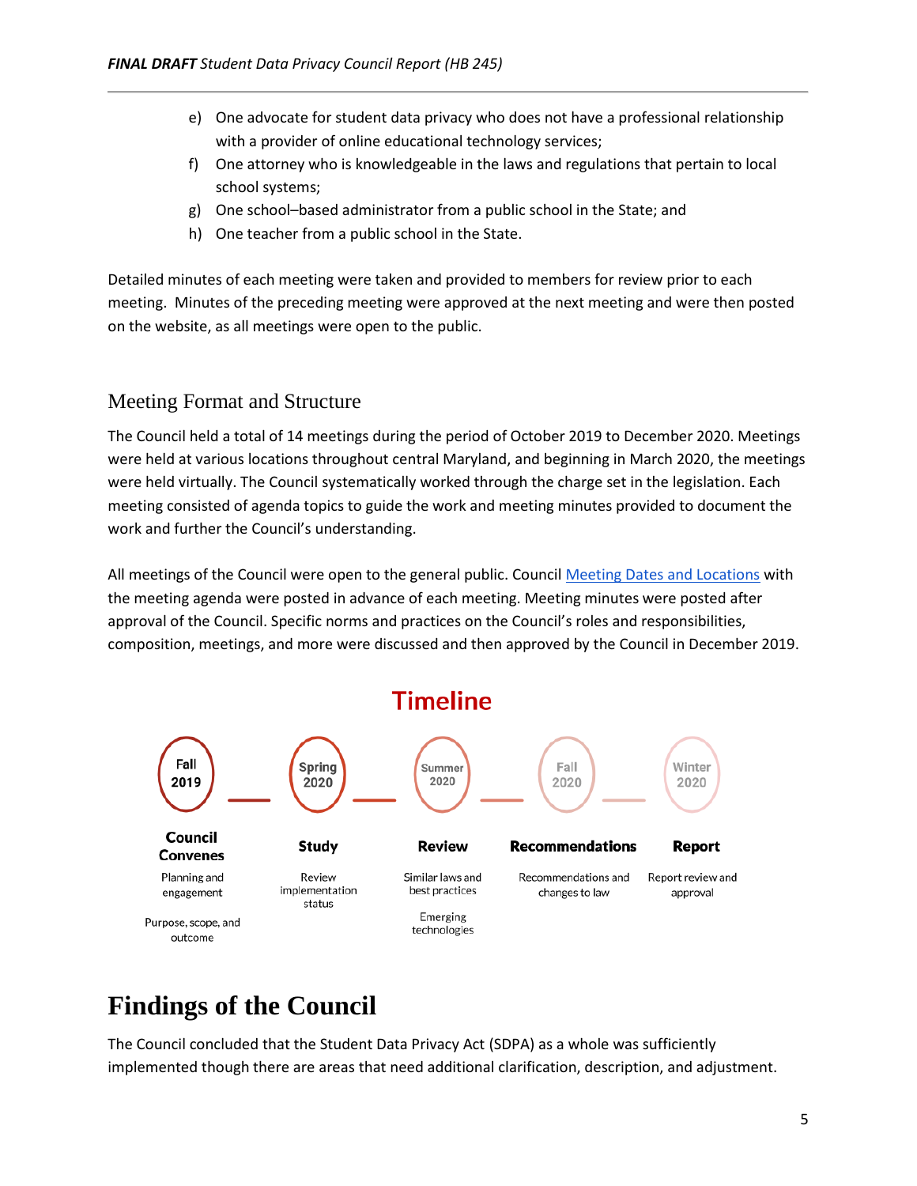e) One advocate for student data privacy who does not have a professional relationship with a provider of online educational technology services;
f) One attorney who is knowledgeable in the laws and regulations that pertain to local school systems;
g) One school–based administrator from a public school in the State; and
h) One teacher from a public school in the State.

Detailed minutes of each meeting were taken and provided to members for review prior to each meeting. Minutes of the preceding meeting were approved at the next meeting and were then posted on the website, as all meetings were open to the public.

## Meeting Format and Structure

The Council held a total of 14 meetings during the period of October 2019 to December 2020. Meetings were held at various locations throughout central Maryland, and beginning in March 2020, the meetings were held virtually. The Council systematically worked through the charge set in the legislation. Each meeting consisted of agenda topics to guide the work and meeting minutes provided to document the work and further the Council's understanding.

All meetings of the Council were open to the general public. Council [Meeting Dates and Locations]() with the meeting agenda were posted in advance of each meeting. Meeting minutes were posted after approval of the Council. Specific norms and practices on the Council's roles and responsibilities, composition, meetings, and more were discussed and then approved by the Council in December 2019.

**Timeline**

| Fall 2019 | Spring 2020 | Summer 2020 | Fall 2020 | Winter 2020 |
|---|---|---|---|---|
| **Council Convenes** | **Study** | **Review** | **Recommendations** | **Report** |
| Planning and engagement<br><br>Purpose, scope, and outcome | Review implementation status | Similar laws and best practices<br><br>Emerging technologies | Recommendations and changes to law | Report review and approval |

# Findings of the Council

The Council concluded that the Student Data Privacy Act (SDPA) as a whole was sufficiently implemented though there are areas that need additional clarification, description, and adjustment.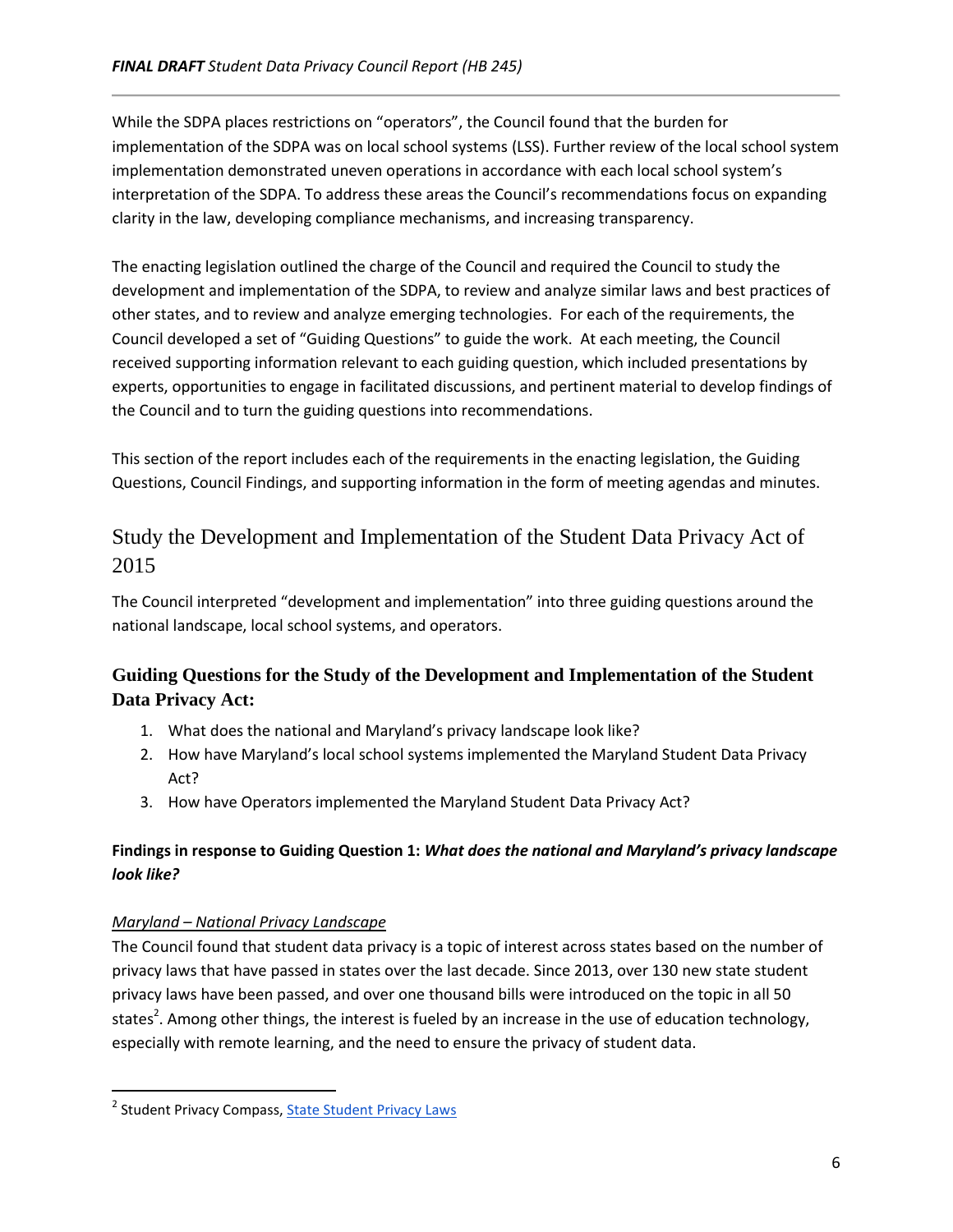While the SDPA places restrictions on "operators", the Council found that the burden for implementation of the SDPA was on local school systems (LSS). Further review of the local school system implementation demonstrated uneven operations in accordance with each local school system's interpretation of the SDPA. To address these areas the Council's recommendations focus on expanding clarity in the law, developing compliance mechanisms, and increasing transparency.

The enacting legislation outlined the charge of the Council and required the Council to study the development and implementation of the SDPA, to review and analyze similar laws and best practices of other states, and to review and analyze emerging technologies. For each of the requirements, the Council developed a set of "Guiding Questions" to guide the work. At each meeting, the Council received supporting information relevant to each guiding question, which included presentations by experts, opportunities to engage in facilitated discussions, and pertinent material to develop findings of the Council and to turn the guiding questions into recommendations.

This section of the report includes each of the requirements in the enacting legislation, the Guiding Questions, Council Findings, and supporting information in the form of meeting agendas and minutes.

## Study the Development and Implementation of the Student Data Privacy Act of 2015

The Council interpreted "development and implementation" into three guiding questions around the national landscape, local school systems, and operators.

### Guiding Questions for the Study of the Development and Implementation of the Student Data Privacy Act:

1. What does the national and Maryland's privacy landscape look like?
2. How have Maryland's local school systems implemented the Maryland Student Data Privacy Act?
3. How have Operators implemented the Maryland Student Data Privacy Act?

**Findings in response to Guiding Question 1: *What does the national and Maryland's privacy landscape look like?***

*Maryland – National Privacy Landscape*

The Council found that student data privacy is a topic of interest across states based on the number of privacy laws that have passed in states over the last decade. Since 2013, over 130 new state student privacy laws have been passed, and over one thousand bills were introduced on the topic in all 50 states[2]. Among other things, the interest is fueled by an increase in the use of education technology, especially with remote learning, and the need to ensure the privacy of student data.

[2] Student Privacy Compass, State Student Privacy Laws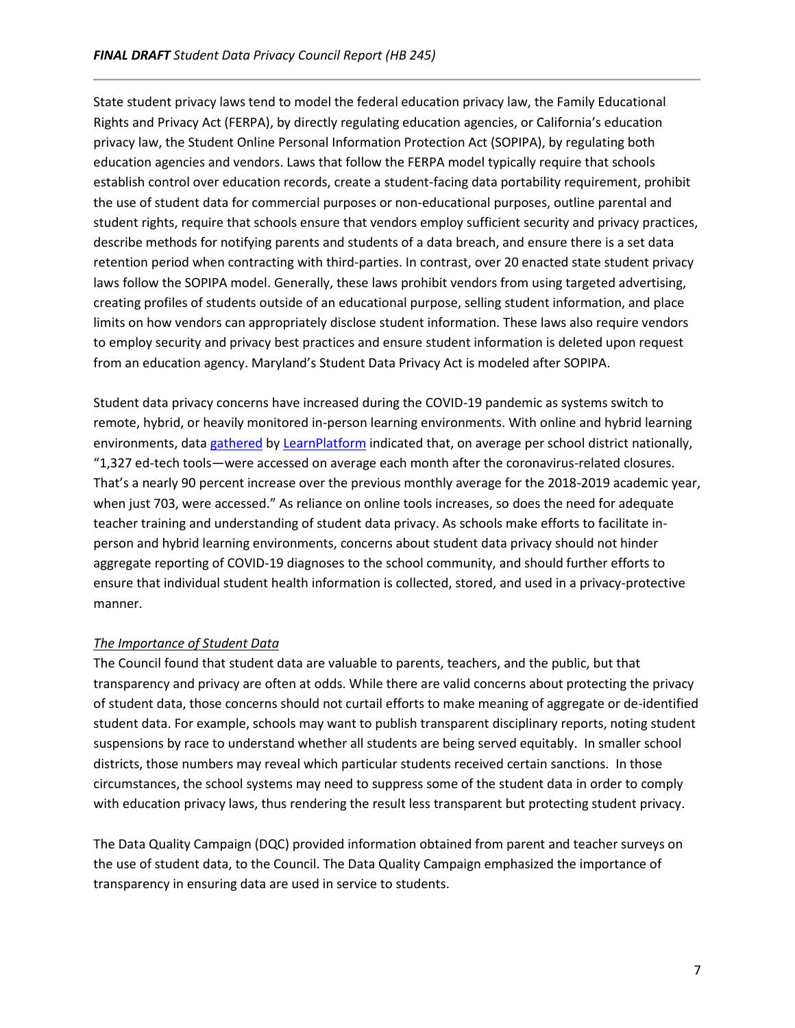State student privacy laws tend to model the federal education privacy law, the Family Educational Rights and Privacy Act (FERPA), by directly regulating education agencies, or California's education privacy law, the Student Online Personal Information Protection Act (SOPIPA), by regulating both education agencies and vendors. Laws that follow the FERPA model typically require that schools establish control over education records, create a student-facing data portability requirement, prohibit the use of student data for commercial purposes or non-educational purposes, outline parental and student rights, require that schools ensure that vendors employ sufficient security and privacy practices, describe methods for notifying parents and students of a data breach, and ensure there is a set data retention period when contracting with third-parties. In contrast, over 20 enacted state student privacy laws follow the SOPIPA model. Generally, these laws prohibit vendors from using targeted advertising, creating profiles of students outside of an educational purpose, selling student information, and place limits on how vendors can appropriately disclose student information. These laws also require vendors to employ security and privacy best practices and ensure student information is deleted upon request from an education agency. Maryland's Student Data Privacy Act is modeled after SOPIPA.

Student data privacy concerns have increased during the COVID-19 pandemic as systems switch to remote, hybrid, or heavily monitored in-person learning environments. With online and hybrid learning environments, data gathered by LearnPlatform indicated that, on average per school district nationally, "1,327 ed-tech tools—were accessed on average each month after the coronavirus-related closures. That's a nearly 90 percent increase over the previous monthly average for the 2018-2019 academic year, when just 703, were accessed." As reliance on online tools increases, so does the need for adequate teacher training and understanding of student data privacy. As schools make efforts to facilitate in-person and hybrid learning environments, concerns about student data privacy should not hinder aggregate reporting of COVID-19 diagnoses to the school community, and should further efforts to ensure that individual student health information is collected, stored, and used in a privacy-protective manner.

*The Importance of Student Data*

The Council found that student data are valuable to parents, teachers, and the public, but that transparency and privacy are often at odds. While there are valid concerns about protecting the privacy of student data, those concerns should not curtail efforts to make meaning of aggregate or de-identified student data. For example, schools may want to publish transparent disciplinary reports, noting student suspensions by race to understand whether all students are being served equitably. In smaller school districts, those numbers may reveal which particular students received certain sanctions. In those circumstances, the school systems may need to suppress some of the student data in order to comply with education privacy laws, thus rendering the result less transparent but protecting student privacy.

The Data Quality Campaign (DQC) provided information obtained from parent and teacher surveys on the use of student data, to the Council. The Data Quality Campaign emphasized the importance of transparency in ensuring data are used in service to students.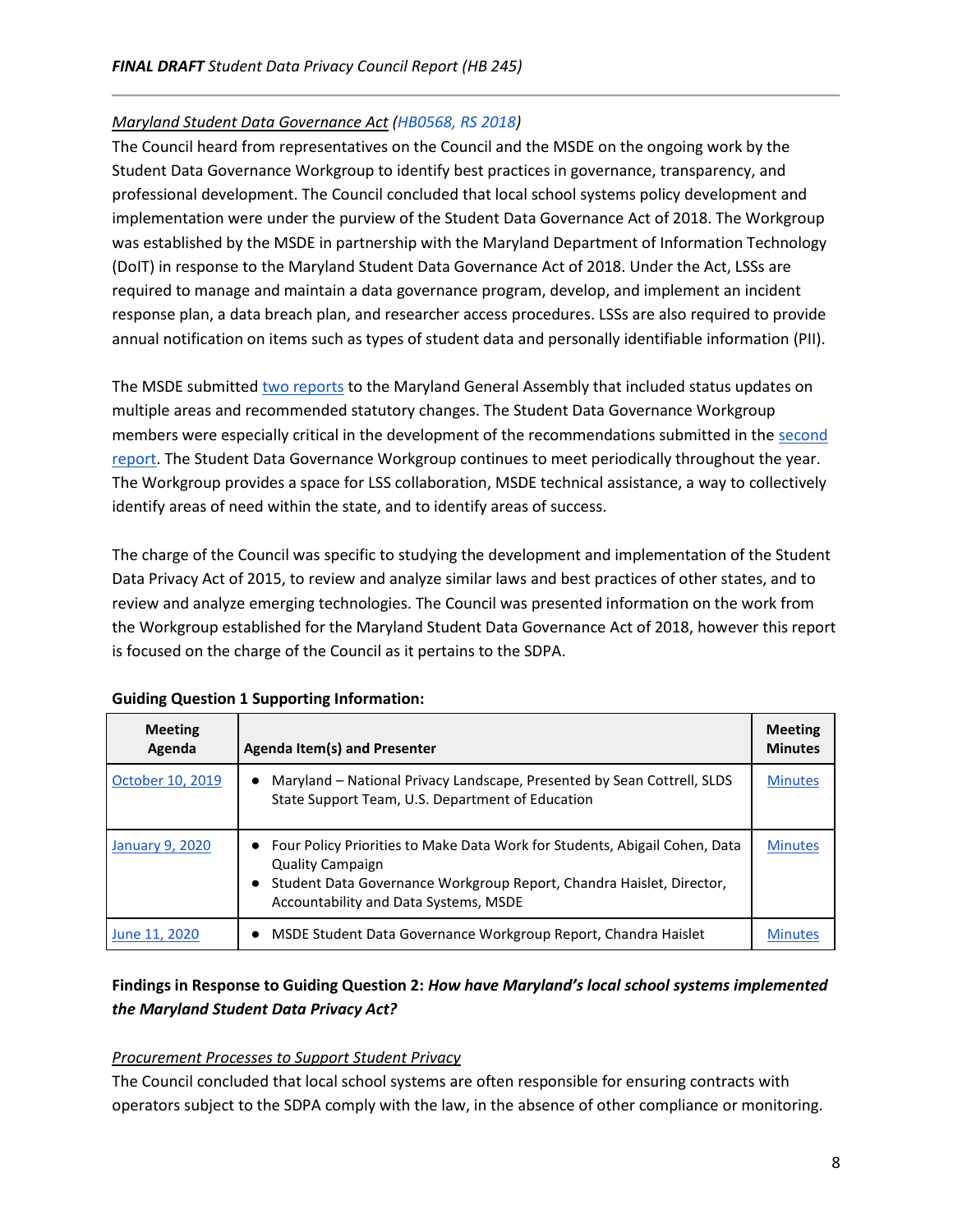*Maryland Student Data Governance Act* (*HB0568, RS 2018*)

The Council heard from representatives on the Council and the MSDE on the ongoing work by the Student Data Governance Workgroup to identify best practices in governance, transparency, and professional development. The Council concluded that local school systems policy development and implementation were under the purview of the Student Data Governance Act of 2018. The Workgroup was established by the MSDE in partnership with the Maryland Department of Information Technology (DoIT) in response to the Maryland Student Data Governance Act of 2018. Under the Act, LSSs are required to manage and maintain a data governance program, develop, and implement an incident response plan, a data breach plan, and researcher access procedures. LSSs are also required to provide annual notification on items such as types of student data and personally identifiable information (PII).

The MSDE submitted two reports to the Maryland General Assembly that included status updates on multiple areas and recommended statutory changes. The Student Data Governance Workgroup members were especially critical in the development of the recommendations submitted in the second report. The Student Data Governance Workgroup continues to meet periodically throughout the year. The Workgroup provides a space for LSS collaboration, MSDE technical assistance, a way to collectively identify areas of need within the state, and to identify areas of success.

The charge of the Council was specific to studying the development and implementation of the Student Data Privacy Act of 2015, to review and analyze similar laws and best practices of other states, and to review and analyze emerging technologies. The Council was presented information on the work from the Workgroup established for the Maryland Student Data Governance Act of 2018, however this report is focused on the charge of the Council as it pertains to the SDPA.

**Guiding Question 1 Supporting Information:**

| Meeting Agenda | Agenda Item(s) and Presenter | Meeting Minutes |
|---|---|---|
| October 10, 2019 | • Maryland – National Privacy Landscape, Presented by Sean Cottrell, SLDS State Support Team, U.S. Department of Education | Minutes |
| January 9, 2020 | • Four Policy Priorities to Make Data Work for Students, Abigail Cohen, Data Quality Campaign<br>• Student Data Governance Workgroup Report, Chandra Haislet, Director, Accountability and Data Systems, MSDE | Minutes |
| June 11, 2020 | • MSDE Student Data Governance Workgroup Report, Chandra Haislet | Minutes |

**Findings in Response to Guiding Question 2: *How have Maryland's local school systems implemented the Maryland Student Data Privacy Act?***

*Procurement Processes to Support Student Privacy*

The Council concluded that local school systems are often responsible for ensuring contracts with operators subject to the SDPA comply with the law, in the absence of other compliance or monitoring.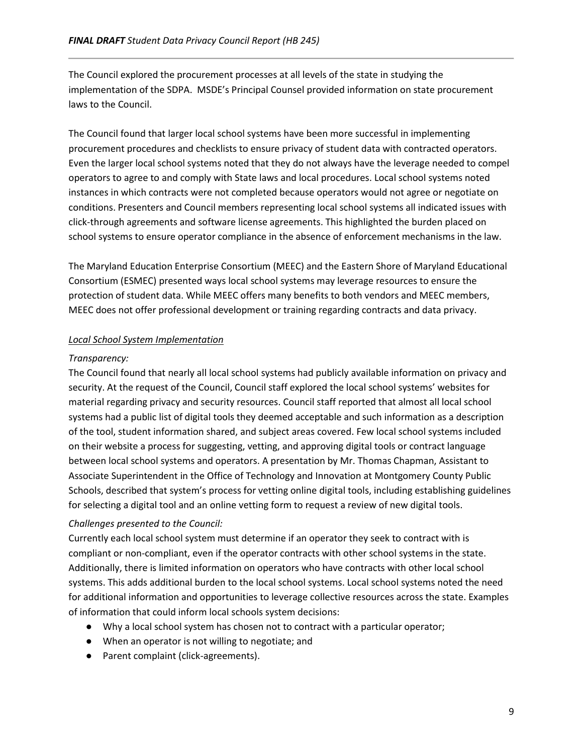The Council explored the procurement processes at all levels of the state in studying the implementation of the SDPA. MSDE's Principal Counsel provided information on state procurement laws to the Council.

The Council found that larger local school systems have been more successful in implementing procurement procedures and checklists to ensure privacy of student data with contracted operators. Even the larger local school systems noted that they do not always have the leverage needed to compel operators to agree to and comply with State laws and local procedures. Local school systems noted instances in which contracts were not completed because operators would not agree or negotiate on conditions. Presenters and Council members representing local school systems all indicated issues with click-through agreements and software license agreements. This highlighted the burden placed on school systems to ensure operator compliance in the absence of enforcement mechanisms in the law.

The Maryland Education Enterprise Consortium (MEEC) and the Eastern Shore of Maryland Educational Consortium (ESMEC) presented ways local school systems may leverage resources to ensure the protection of student data. While MEEC offers many benefits to both vendors and MEEC members, MEEC does not offer professional development or training regarding contracts and data privacy.

*Local School System Implementation*

*Transparency:*

The Council found that nearly all local school systems had publicly available information on privacy and security. At the request of the Council, Council staff explored the local school systems' websites for material regarding privacy and security resources. Council staff reported that almost all local school systems had a public list of digital tools they deemed acceptable and such information as a description of the tool, student information shared, and subject areas covered. Few local school systems included on their website a process for suggesting, vetting, and approving digital tools or contract language between local school systems and operators. A presentation by Mr. Thomas Chapman, Assistant to Associate Superintendent in the Office of Technology and Innovation at Montgomery County Public Schools, described that system's process for vetting online digital tools, including establishing guidelines for selecting a digital tool and an online vetting form to request a review of new digital tools.

*Challenges presented to the Council:*

Currently each local school system must determine if an operator they seek to contract with is compliant or non-compliant, even if the operator contracts with other school systems in the state. Additionally, there is limited information on operators who have contracts with other local school systems. This adds additional burden to the local school systems. Local school systems noted the need for additional information and opportunities to leverage collective resources across the state. Examples of information that could inform local schools system decisions:

- Why a local school system has chosen not to contract with a particular operator;
- When an operator is not willing to negotiate; and
- Parent complaint (click-agreements).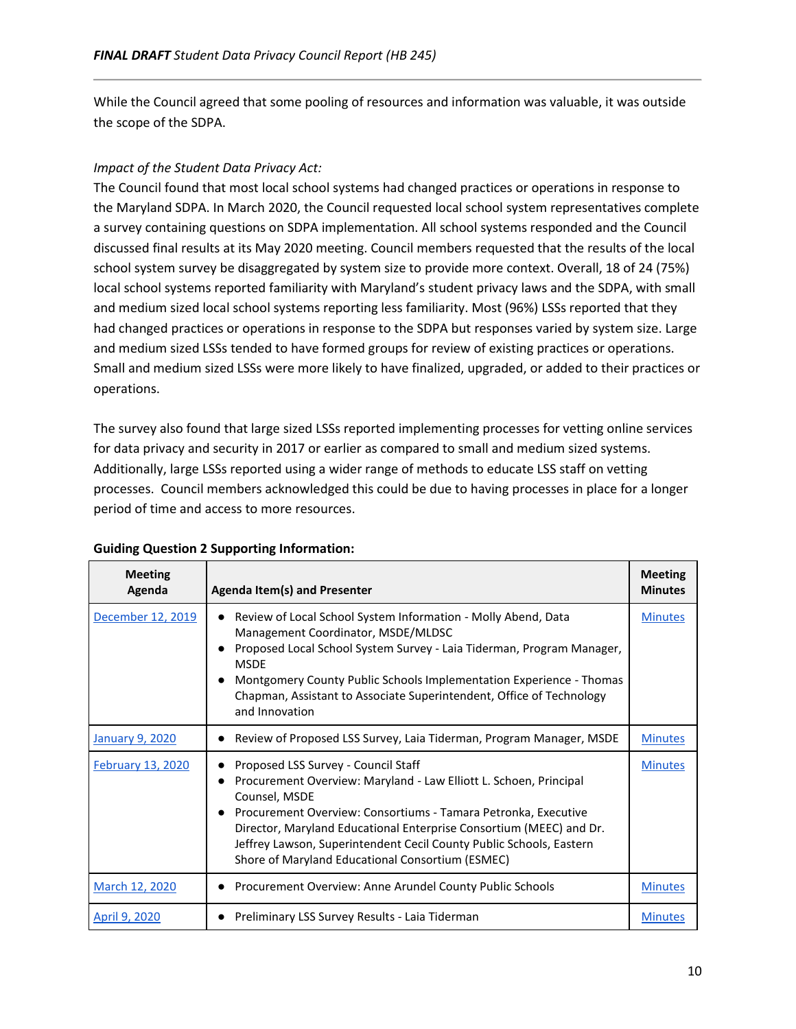While the Council agreed that some pooling of resources and information was valuable, it was outside the scope of the SDPA.

*Impact of the Student Data Privacy Act:*

The Council found that most local school systems had changed practices or operations in response to the Maryland SDPA. In March 2020, the Council requested local school system representatives complete a survey containing questions on SDPA implementation. All school systems responded and the Council discussed final results at its May 2020 meeting. Council members requested that the results of the local school system survey be disaggregated by system size to provide more context. Overall, 18 of 24 (75%) local school systems reported familiarity with Maryland's student privacy laws and the SDPA, with small and medium sized local school systems reporting less familiarity. Most (96%) LSSs reported that they had changed practices or operations in response to the SDPA but responses varied by system size. Large and medium sized LSSs tended to have formed groups for review of existing practices or operations. Small and medium sized LSSs were more likely to have finalized, upgraded, or added to their practices or operations.

The survey also found that large sized LSSs reported implementing processes for vetting online services for data privacy and security in 2017 or earlier as compared to small and medium sized systems. Additionally, large LSSs reported using a wider range of methods to educate LSS staff on vetting processes. Council members acknowledged this could be due to having processes in place for a longer period of time and access to more resources.

**Guiding Question 2 Supporting Information:**

| Meeting Agenda | Agenda Item(s) and Presenter | Meeting Minutes |
|---|---|---|
| December 12, 2019 | • Review of Local School System Information - Molly Abend, Data Management Coordinator, MSDE/MLDSC<br>• Proposed Local School System Survey - Laia Tiderman, Program Manager, MSDE<br>• Montgomery County Public Schools Implementation Experience - Thomas Chapman, Assistant to Associate Superintendent, Office of Technology and Innovation | Minutes |
| January 9, 2020 | • Review of Proposed LSS Survey, Laia Tiderman, Program Manager, MSDE | Minutes |
| February 13, 2020 | • Proposed LSS Survey - Council Staff<br>• Procurement Overview: Maryland - Law Elliott L. Schoen, Principal Counsel, MSDE<br>• Procurement Overview: Consortiums - Tamara Petronka, Executive Director, Maryland Educational Enterprise Consortium (MEEC) and Dr. Jeffrey Lawson, Superintendent Cecil County Public Schools, Eastern Shore of Maryland Educational Consortium (ESMEC) | Minutes |
| March 12, 2020 | • Procurement Overview: Anne Arundel County Public Schools | Minutes |
| April 9, 2020 | • Preliminary LSS Survey Results - Laia Tiderman | Minutes |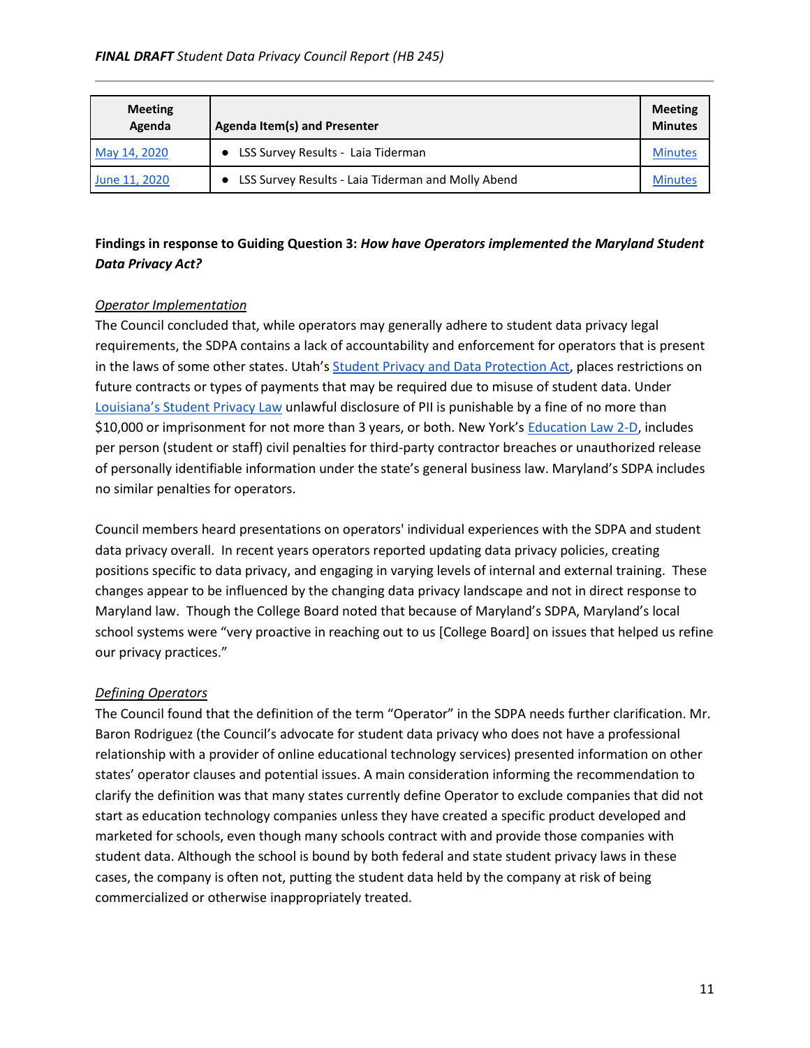| Meeting Agenda | Agenda Item(s) and Presenter | Meeting Minutes |
|---|---|---|
| May 14, 2020 | • LSS Survey Results - Laia Tiderman | Minutes |
| June 11, 2020 | • LSS Survey Results - Laia Tiderman and Molly Abend | Minutes |

**Findings in response to Guiding Question 3:** ***How have Operators implemented the Maryland Student Data Privacy Act?***

*Operator Implementation*

The Council concluded that, while operators may generally adhere to student data privacy legal requirements, the SDPA contains a lack of accountability and enforcement for operators that is present in the laws of some other states. Utah's Student Privacy and Data Protection Act, places restrictions on future contracts or types of payments that may be required due to misuse of student data. Under Louisiana's Student Privacy Law unlawful disclosure of PII is punishable by a fine of no more than $10,000 or imprisonment for not more than 3 years, or both. New York's Education Law 2-D, includes per person (student or staff) civil penalties for third-party contractor breaches or unauthorized release of personally identifiable information under the state's general business law. Maryland's SDPA includes no similar penalties for operators.

Council members heard presentations on operators' individual experiences with the SDPA and student data privacy overall. In recent years operators reported updating data privacy policies, creating positions specific to data privacy, and engaging in varying levels of internal and external training. These changes appear to be influenced by the changing data privacy landscape and not in direct response to Maryland law. Though the College Board noted that because of Maryland's SDPA, Maryland's local school systems were "very proactive in reaching out to us [College Board] on issues that helped us refine our privacy practices."

*Defining Operators*

The Council found that the definition of the term "Operator" in the SDPA needs further clarification. Mr. Baron Rodriguez (the Council's advocate for student data privacy who does not have a professional relationship with a provider of online educational technology services) presented information on other states' operator clauses and potential issues. A main consideration informing the recommendation to clarify the definition was that many states currently define Operator to exclude companies that did not start as education technology companies unless they have created a specific product developed and marketed for schools, even though many schools contract with and provide those companies with student data. Although the school is bound by both federal and state student privacy laws in these cases, the company is often not, putting the student data held by the company at risk of being commercialized or otherwise inappropriately treated.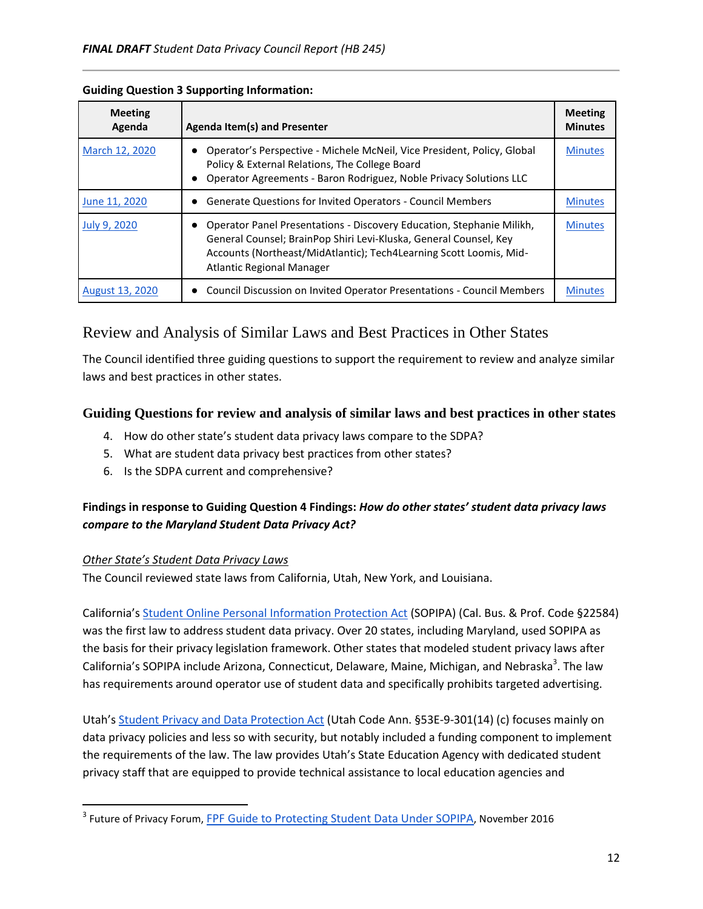**Guiding Question 3 Supporting Information:**

| Meeting Agenda | Agenda Item(s) and Presenter | Meeting Minutes |
|---|---|---|
| March 12, 2020 | ● Operator's Perspective - Michele McNeil, Vice President, Policy, Global Policy & External Relations, The College Board<br>● Operator Agreements - Baron Rodriguez, Noble Privacy Solutions LLC | Minutes |
| June 11, 2020 | ● Generate Questions for Invited Operators - Council Members | Minutes |
| July 9, 2020 | ● Operator Panel Presentations - Discovery Education, Stephanie Milikh, General Counsel; BrainPop Shiri Levi-Kluska, General Counsel, Key Accounts (Northeast/MidAtlantic); Tech4Learning Scott Loomis, Mid-Atlantic Regional Manager | Minutes |
| August 13, 2020 | ● Council Discussion on Invited Operator Presentations - Council Members | Minutes |

## Review and Analysis of Similar Laws and Best Practices in Other States

The Council identified three guiding questions to support the requirement to review and analyze similar laws and best practices in other states.

### Guiding Questions for review and analysis of similar laws and best practices in other states

4. How do other state's student data privacy laws compare to the SDPA?
5. What are student data privacy best practices from other states?
6. Is the SDPA current and comprehensive?

**Findings in response to Guiding Question 4 Findings: *How do other states' student data privacy laws compare to the Maryland Student Data Privacy Act?***

*Other State's Student Data Privacy Laws*
The Council reviewed state laws from California, Utah, New York, and Louisiana.

California's Student Online Personal Information Protection Act (SOPIPA) (Cal. Bus. & Prof. Code §22584) was the first law to address student data privacy. Over 20 states, including Maryland, used SOPIPA as the basis for their privacy legislation framework. Other states that modeled student privacy laws after California's SOPIPA include Arizona, Connecticut, Delaware, Maine, Michigan, and Nebraska[3]. The law has requirements around operator use of student data and specifically prohibits targeted advertising.

Utah's Student Privacy and Data Protection Act (Utah Code Ann. §53E-9-301(14) (c) focuses mainly on data privacy policies and less so with security, but notably included a funding component to implement the requirements of the law. The law provides Utah's State Education Agency with dedicated student privacy staff that are equipped to provide technical assistance to local education agencies and

[3] Future of Privacy Forum, FPF Guide to Protecting Student Data Under SOPIPA, November 2016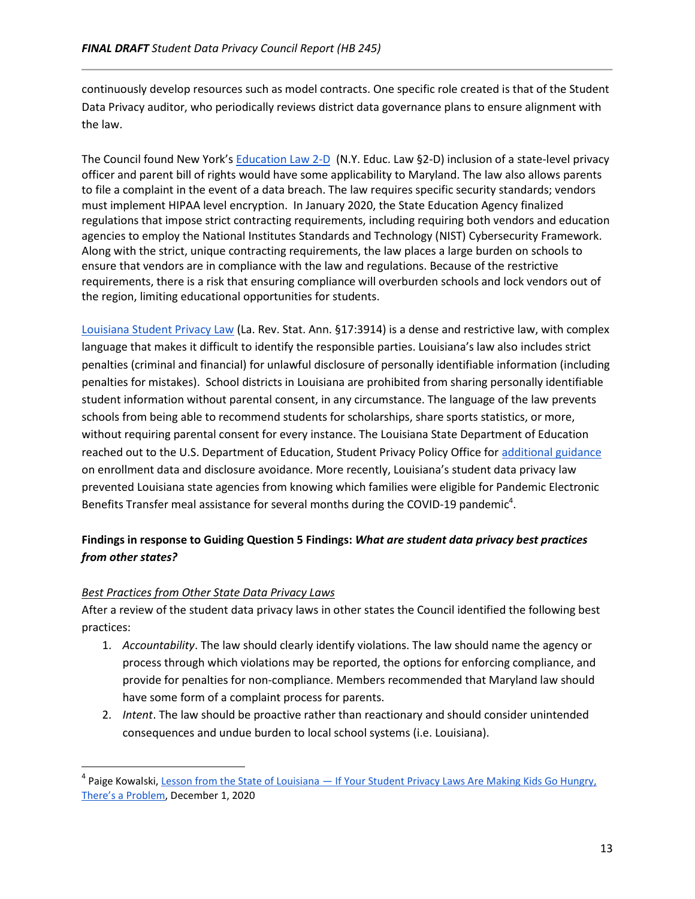continuously develop resources such as model contracts. One specific role created is that of the Student Data Privacy auditor, who periodically reviews district data governance plans to ensure alignment with the law.

The Council found New York's Education Law 2-D (N.Y. Educ. Law §2-D) inclusion of a state-level privacy officer and parent bill of rights would have some applicability to Maryland. The law also allows parents to file a complaint in the event of a data breach. The law requires specific security standards; vendors must implement HIPAA level encryption. In January 2020, the State Education Agency finalized regulations that impose strict contracting requirements, including requiring both vendors and education agencies to employ the National Institutes Standards and Technology (NIST) Cybersecurity Framework. Along with the strict, unique contracting requirements, the law places a large burden on schools to ensure that vendors are in compliance with the law and regulations. Because of the restrictive requirements, there is a risk that ensuring compliance will overburden schools and lock vendors out of the region, limiting educational opportunities for students.

Louisiana Student Privacy Law (La. Rev. Stat. Ann. §17:3914) is a dense and restrictive law, with complex language that makes it difficult to identify the responsible parties. Louisiana's law also includes strict penalties (criminal and financial) for unlawful disclosure of personally identifiable information (including penalties for mistakes). School districts in Louisiana are prohibited from sharing personally identifiable student information without parental consent, in any circumstance. The language of the law prevents schools from being able to recommend students for scholarships, share sports statistics, or more, without requiring parental consent for every instance. The Louisiana State Department of Education reached out to the U.S. Department of Education, Student Privacy Policy Office for additional guidance on enrollment data and disclosure avoidance. More recently, Louisiana's student data privacy law prevented Louisiana state agencies from knowing which families were eligible for Pandemic Electronic Benefits Transfer meal assistance for several months during the COVID-19 pandemic[4].

**Findings in response to Guiding Question 5 Findings: *What are student data privacy best practices from other states?***

*Best Practices from Other State Data Privacy Laws*

After a review of the student data privacy laws in other states the Council identified the following best practices:

1. *Accountability*. The law should clearly identify violations. The law should name the agency or process through which violations may be reported, the options for enforcing compliance, and provide for penalties for non-compliance. Members recommended that Maryland law should have some form of a complaint process for parents.
2. *Intent*. The law should be proactive rather than reactionary and should consider unintended consequences and undue burden to local school systems (i.e. Louisiana).

[4] Paige Kowalski, Lesson from the State of Louisiana — If Your Student Privacy Laws Are Making Kids Go Hungry, There's a Problem, December 1, 2020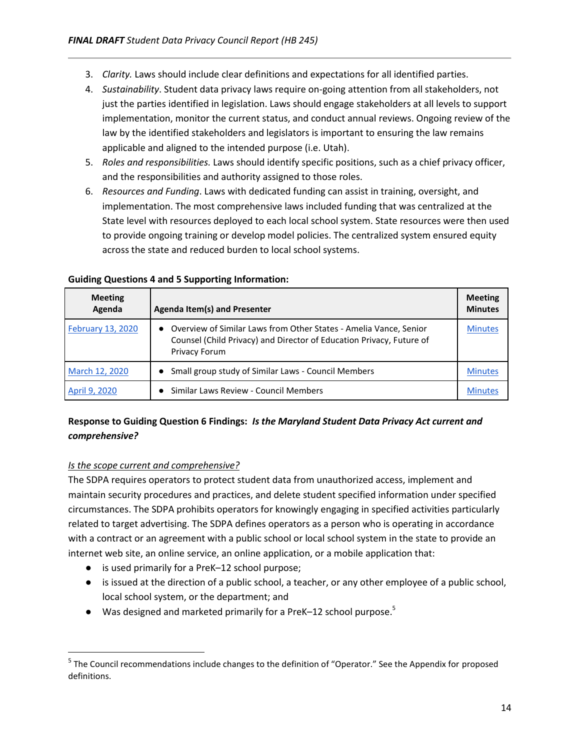3. *Clarity.* Laws should include clear definitions and expectations for all identified parties.
4. *Sustainability*. Student data privacy laws require on-going attention from all stakeholders, not just the parties identified in legislation. Laws should engage stakeholders at all levels to support implementation, monitor the current status, and conduct annual reviews. Ongoing review of the law by the identified stakeholders and legislators is important to ensuring the law remains applicable and aligned to the intended purpose (i.e. Utah).
5. *Roles and responsibilities.* Laws should identify specific positions, such as a chief privacy officer, and the responsibilities and authority assigned to those roles.
6. *Resources and Funding*. Laws with dedicated funding can assist in training, oversight, and implementation. The most comprehensive laws included funding that was centralized at the State level with resources deployed to each local school system. State resources were then used to provide ongoing training or develop model policies. The centralized system ensured equity across the state and reduced burden to local school systems.

**Guiding Questions 4 and 5 Supporting Information:**

| Meeting Agenda | Agenda Item(s) and Presenter | Meeting Minutes |
|---|---|---|
| February 13, 2020 | • Overview of Similar Laws from Other States - Amelia Vance, Senior Counsel (Child Privacy) and Director of Education Privacy, Future of Privacy Forum | Minutes |
| March 12, 2020 | • Small group study of Similar Laws - Council Members | Minutes |
| April 9, 2020 | • Similar Laws Review - Council Members | Minutes |

**Response to Guiding Question 6 Findings:** ***Is the Maryland Student Data Privacy Act current and comprehensive?***

*Is the scope current and comprehensive?*

The SDPA requires operators to protect student data from unauthorized access, implement and maintain security procedures and practices, and delete student specified information under specified circumstances. The SDPA prohibits operators for knowingly engaging in specified activities particularly related to target advertising. The SDPA defines operators as a person who is operating in accordance with a contract or an agreement with a public school or local school system in the state to provide an internet web site, an online service, an online application, or a mobile application that:

- is used primarily for a PreK–12 school purpose;
- is issued at the direction of a public school, a teacher, or any other employee of a public school, local school system, or the department; and
- Was designed and marketed primarily for a PreK–12 school purpose.[5]

[5] The Council recommendations include changes to the definition of "Operator." See the Appendix for proposed definitions.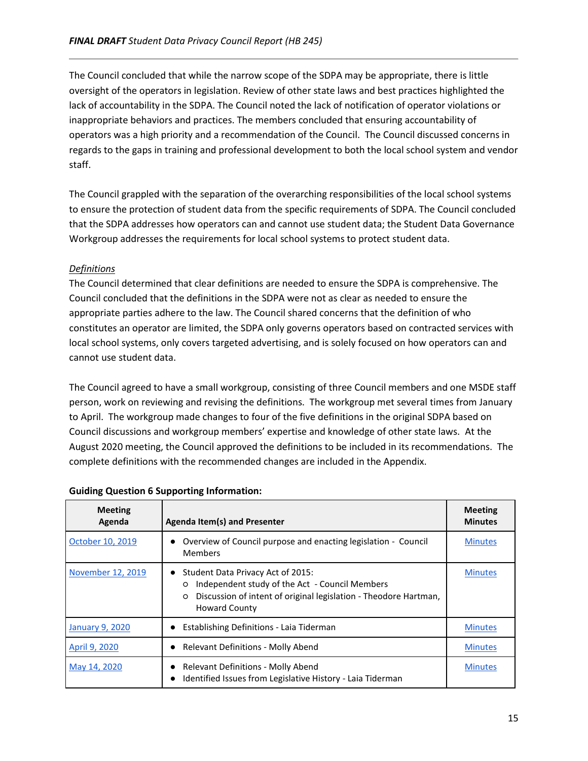The Council concluded that while the narrow scope of the SDPA may be appropriate, there is little oversight of the operators in legislation. Review of other state laws and best practices highlighted the lack of accountability in the SDPA. The Council noted the lack of notification of operator violations or inappropriate behaviors and practices. The members concluded that ensuring accountability of operators was a high priority and a recommendation of the Council. The Council discussed concerns in regards to the gaps in training and professional development to both the local school system and vendor staff.

The Council grappled with the separation of the overarching responsibilities of the local school systems to ensure the protection of student data from the specific requirements of SDPA. The Council concluded that the SDPA addresses how operators can and cannot use student data; the Student Data Governance Workgroup addresses the requirements for local school systems to protect student data.

*Definitions*

The Council determined that clear definitions are needed to ensure the SDPA is comprehensive. The Council concluded that the definitions in the SDPA were not as clear as needed to ensure the appropriate parties adhere to the law. The Council shared concerns that the definition of who constitutes an operator are limited, the SDPA only governs operators based on contracted services with local school systems, only covers targeted advertising, and is solely focused on how operators can and cannot use student data.

The Council agreed to have a small workgroup, consisting of three Council members and one MSDE staff person, work on reviewing and revising the definitions. The workgroup met several times from January to April. The workgroup made changes to four of the five definitions in the original SDPA based on Council discussions and workgroup members' expertise and knowledge of other state laws. At the August 2020 meeting, the Council approved the definitions to be included in its recommendations. The complete definitions with the recommended changes are included in the Appendix.

**Guiding Question 6 Supporting Information:**

| Meeting Agenda | Agenda Item(s) and Presenter | Meeting Minutes |
|---|---|---|
| October 10, 2019 | • Overview of Council purpose and enacting legislation - Council Members | Minutes |
| November 12, 2019 | • Student Data Privacy Act of 2015:<br>○ Independent study of the Act - Council Members<br>○ Discussion of intent of original legislation - Theodore Hartman, Howard County | Minutes |
| January 9, 2020 | • Establishing Definitions - Laia Tiderman | Minutes |
| April 9, 2020 | • Relevant Definitions - Molly Abend | Minutes |
| May 14, 2020 | • Relevant Definitions - Molly Abend<br>• Identified Issues from Legislative History - Laia Tiderman | Minutes |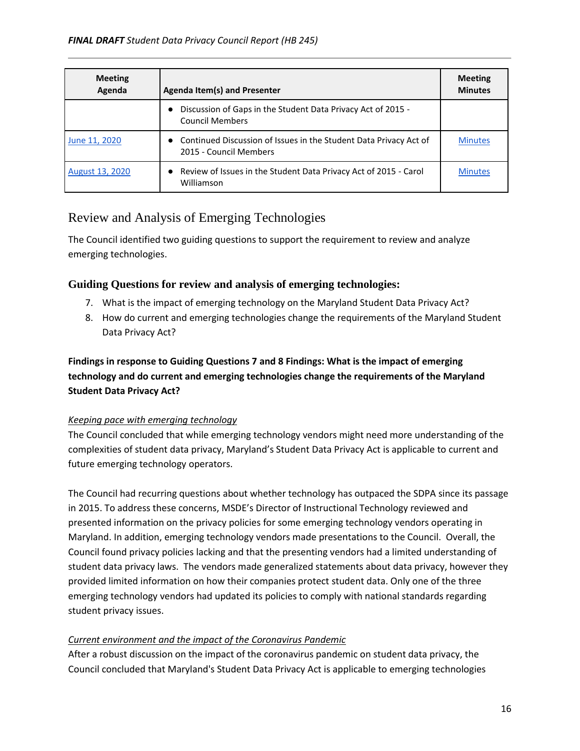| Meeting Agenda | Agenda Item(s) and Presenter | Meeting Minutes |
|---|---|---|
| | • Discussion of Gaps in the Student Data Privacy Act of 2015 - Council Members | |
| June 11, 2020 | • Continued Discussion of Issues in the Student Data Privacy Act of 2015 - Council Members | Minutes |
| August 13, 2020 | • Review of Issues in the Student Data Privacy Act of 2015 - Carol Williamson | Minutes |

## Review and Analysis of Emerging Technologies

The Council identified two guiding questions to support the requirement to review and analyze emerging technologies.

### Guiding Questions for review and analysis of emerging technologies:

7. What is the impact of emerging technology on the Maryland Student Data Privacy Act?
8. How do current and emerging technologies change the requirements of the Maryland Student Data Privacy Act?

**Findings in response to Guiding Questions 7 and 8 Findings: What is the impact of emerging technology and do current and emerging technologies change the requirements of the Maryland Student Data Privacy Act?**

*Keeping pace with emerging technology*

The Council concluded that while emerging technology vendors might need more understanding of the complexities of student data privacy, Maryland's Student Data Privacy Act is applicable to current and future emerging technology operators.

The Council had recurring questions about whether technology has outpaced the SDPA since its passage in 2015. To address these concerns, MSDE's Director of Instructional Technology reviewed and presented information on the privacy policies for some emerging technology vendors operating in Maryland. In addition, emerging technology vendors made presentations to the Council. Overall, the Council found privacy policies lacking and that the presenting vendors had a limited understanding of student data privacy laws. The vendors made generalized statements about data privacy, however they provided limited information on how their companies protect student data. Only one of the three emerging technology vendors had updated its policies to comply with national standards regarding student privacy issues.

*Current environment and the impact of the Coronavirus Pandemic*

After a robust discussion on the impact of the coronavirus pandemic on student data privacy, the Council concluded that Maryland's Student Data Privacy Act is applicable to emerging technologies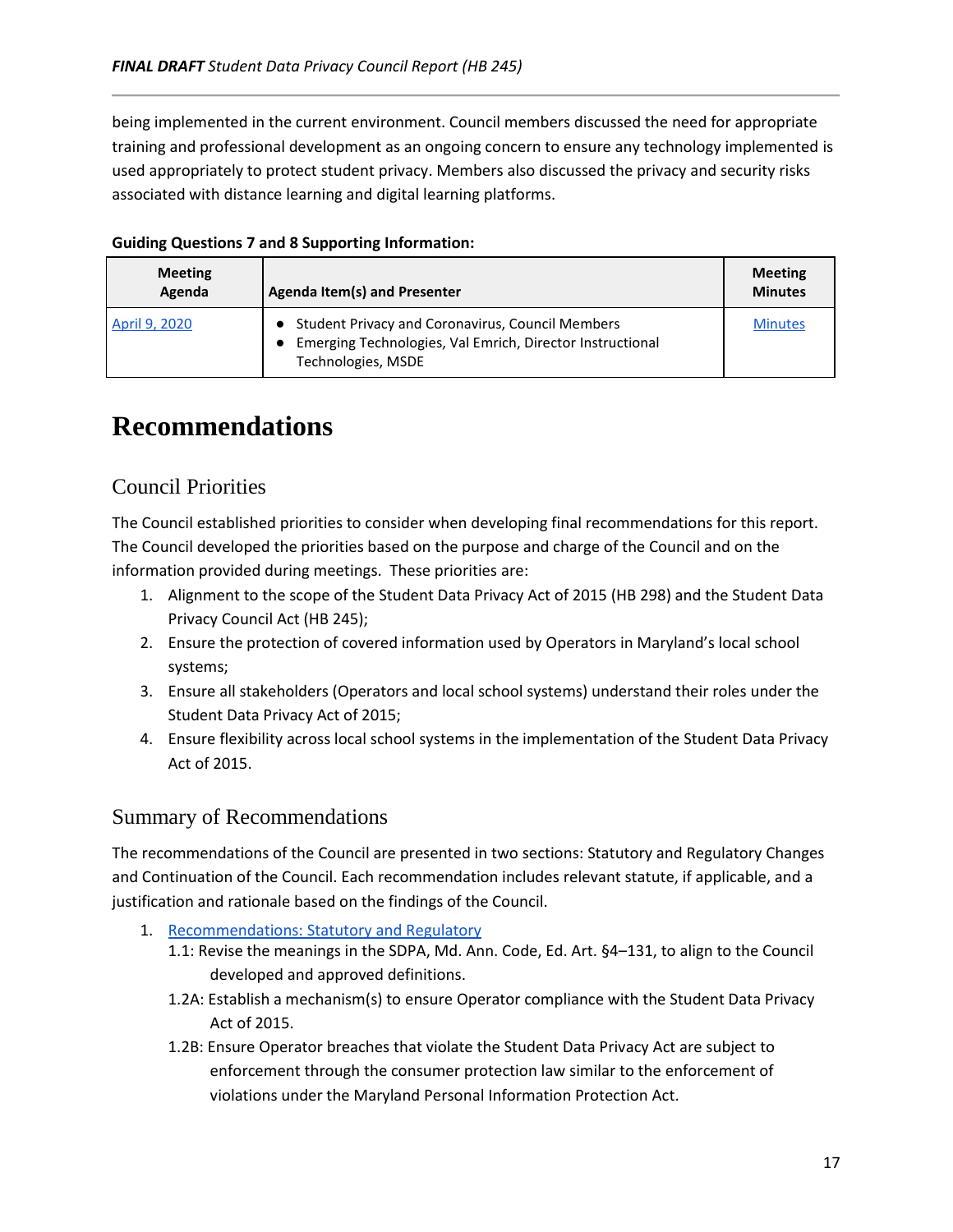being implemented in the current environment. Council members discussed the need for appropriate training and professional development as an ongoing concern to ensure any technology implemented is used appropriately to protect student privacy. Members also discussed the privacy and security risks associated with distance learning and digital learning platforms.

**Guiding Questions 7 and 8 Supporting Information:**

| Meeting Agenda | Agenda Item(s) and Presenter | Meeting Minutes |
|---|---|---|
| April 9, 2020 | • Student Privacy and Coronavirus, Council Members<br>• Emerging Technologies, Val Emrich, Director Instructional Technologies, MSDE | Minutes |

# Recommendations

## Council Priorities

The Council established priorities to consider when developing final recommendations for this report. The Council developed the priorities based on the purpose and charge of the Council and on the information provided during meetings. These priorities are:

1. Alignment to the scope of the Student Data Privacy Act of 2015 (HB 298) and the Student Data Privacy Council Act (HB 245);
2. Ensure the protection of covered information used by Operators in Maryland's local school systems;
3. Ensure all stakeholders (Operators and local school systems) understand their roles under the Student Data Privacy Act of 2015;
4. Ensure flexibility across local school systems in the implementation of the Student Data Privacy Act of 2015.

## Summary of Recommendations

The recommendations of the Council are presented in two sections: Statutory and Regulatory Changes and Continuation of the Council. Each recommendation includes relevant statute, if applicable, and a justification and rationale based on the findings of the Council.

1. Recommendations: Statutory and Regulatory
   - 1.1: Revise the meanings in the SDPA, Md. Ann. Code, Ed. Art. §4–131, to align to the Council developed and approved definitions.
   - 1.2A: Establish a mechanism(s) to ensure Operator compliance with the Student Data Privacy Act of 2015.
   - 1.2B: Ensure Operator breaches that violate the Student Data Privacy Act are subject to enforcement through the consumer protection law similar to the enforcement of violations under the Maryland Personal Information Protection Act.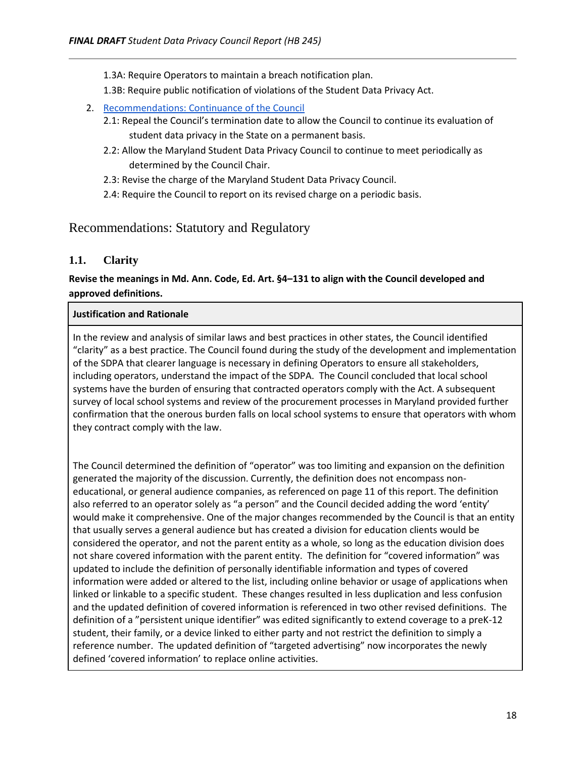1.3A: Require Operators to maintain a breach notification plan.

1.3B: Require public notification of violations of the Student Data Privacy Act.

2. Recommendations: Continuance of the Council
   - 2.1: Repeal the Council's termination date to allow the Council to continue its evaluation of student data privacy in the State on a permanent basis.
   - 2.2: Allow the Maryland Student Data Privacy Council to continue to meet periodically as determined by the Council Chair.
   - 2.3: Revise the charge of the Maryland Student Data Privacy Council.
   - 2.4: Require the Council to report on its revised charge on a periodic basis.

# Recommendations: Statutory and Regulatory

## 1.1. Clarity

**Revise the meanings in Md. Ann. Code, Ed. Art. §4–131 to align with the Council developed and approved definitions.**

| Justification and Rationale |
| --- |
| In the review and analysis of similar laws and best practices in other states, the Council identified "clarity" as a best practice. The Council found during the study of the development and implementation of the SDPA that clearer language is necessary in defining Operators to ensure all stakeholders, including operators, understand the impact of the SDPA. The Council concluded that local school systems have the burden of ensuring that contracted operators comply with the Act. A subsequent survey of local school systems and review of the procurement processes in Maryland provided further confirmation that the onerous burden falls on local school systems to ensure that operators with whom they contract comply with the law.<br><br>The Council determined the definition of "operator" was too limiting and expansion on the definition generated the majority of the discussion. Currently, the definition does not encompass non-educational, or general audience companies, as referenced on page 11 of this report. The definition also referred to an operator solely as "a person" and the Council decided adding the word 'entity' would make it comprehensive. One of the major changes recommended by the Council is that an entity that usually serves a general audience but has created a division for education clients would be considered the operator, and not the parent entity as a whole, so long as the education division does not share covered information with the parent entity. The definition for "covered information" was updated to include the definition of personally identifiable information and types of covered information were added or altered to the list, including online behavior or usage of applications when linked or linkable to a specific student. These changes resulted in less duplication and less confusion and the updated definition of covered information is referenced in two other revised definitions. The definition of a "persistent unique identifier" was edited significantly to extend coverage to a preK-12 student, their family, or a device linked to either party and not restrict the definition to simply a reference number. The updated definition of "targeted advertising" now incorporates the newly defined 'covered information' to replace online activities. |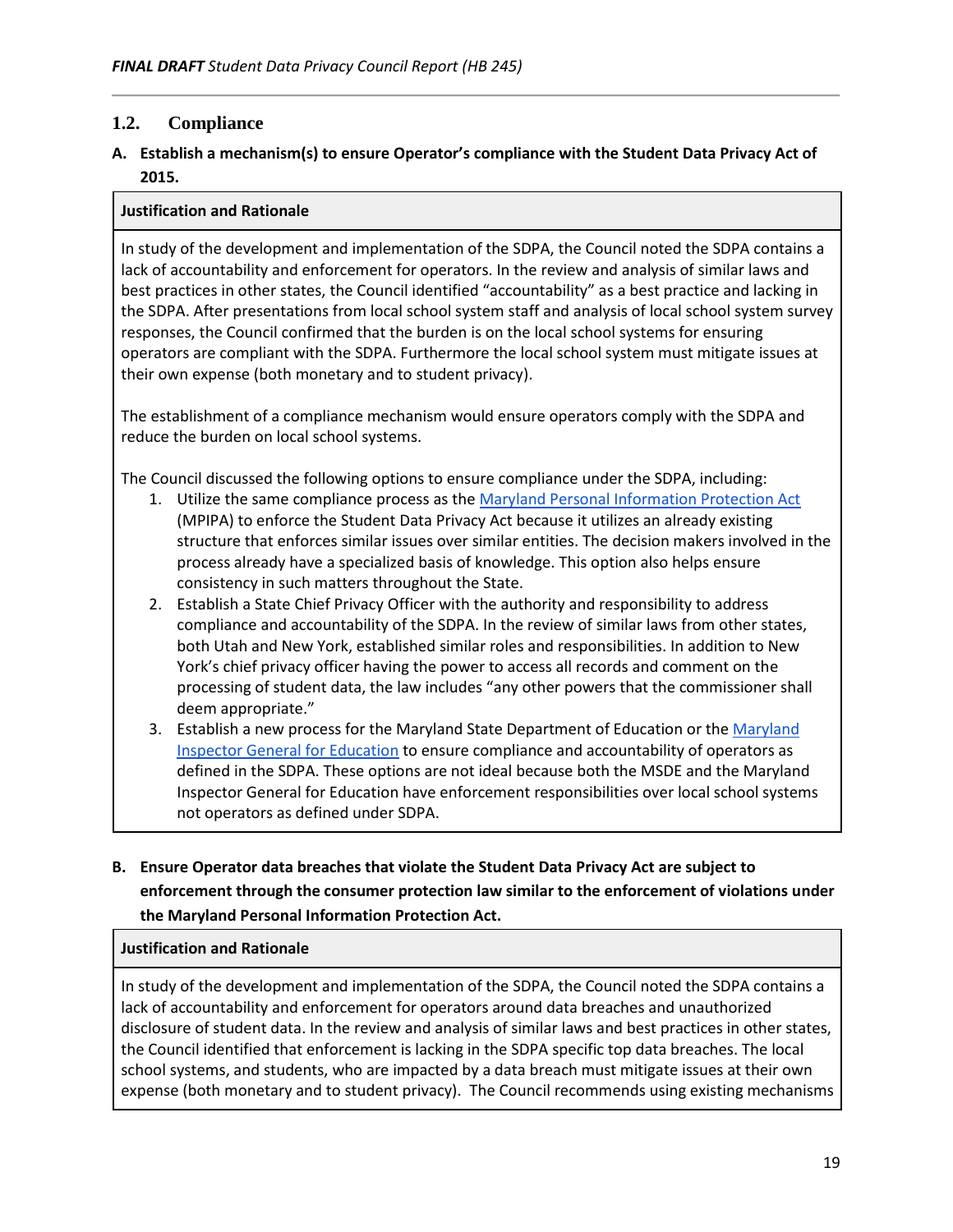### 1.2. Compliance

**A. Establish a mechanism(s) to ensure Operator's compliance with the Student Data Privacy Act of 2015.**

| **Justification and Rationale** |
| --- |
| In study of the development and implementation of the SDPA, the Council noted the SDPA contains a lack of accountability and enforcement for operators. In the review and analysis of similar laws and best practices in other states, the Council identified "accountability" as a best practice and lacking in the SDPA. After presentations from local school system staff and analysis of local school system survey responses, the Council confirmed that the burden is on the local school systems for ensuring operators are compliant with the SDPA. Furthermore the local school system must mitigate issues at their own expense (both monetary and to student privacy).<br><br>The establishment of a compliance mechanism would ensure operators comply with the SDPA and reduce the burden on local school systems.<br><br>The Council discussed the following options to ensure compliance under the SDPA, including:<br>1. Utilize the same compliance process as the Maryland Personal Information Protection Act (MPIPA) to enforce the Student Data Privacy Act because it utilizes an already existing structure that enforces similar issues over similar entities. The decision makers involved in the process already have a specialized basis of knowledge. This option also helps ensure consistency in such matters throughout the State.<br>2. Establish a State Chief Privacy Officer with the authority and responsibility to address compliance and accountability of the SDPA. In the review of similar laws from other states, both Utah and New York, established similar roles and responsibilities. In addition to New York's chief privacy officer having the power to access all records and comment on the processing of student data, the law includes "any other powers that the commissioner shall deem appropriate."<br>3. Establish a new process for the Maryland State Department of Education or the Maryland Inspector General for Education to ensure compliance and accountability of operators as defined in the SDPA. These options are not ideal because both the MSDE and the Maryland Inspector General for Education have enforcement responsibilities over local school systems not operators as defined under SDPA. |

**B. Ensure Operator data breaches that violate the Student Data Privacy Act are subject to enforcement through the consumer protection law similar to the enforcement of violations under the Maryland Personal Information Protection Act.**

| **Justification and Rationale** |
| --- |
| In study of the development and implementation of the SDPA, the Council noted the SDPA contains a lack of accountability and enforcement for operators around data breaches and unauthorized disclosure of student data. In the review and analysis of similar laws and best practices in other states, the Council identified that enforcement is lacking in the SDPA specific top data breaches. The local school systems, and students, who are impacted by a data breach must mitigate issues at their own expense (both monetary and to student privacy). The Council recommends using existing mechanisms |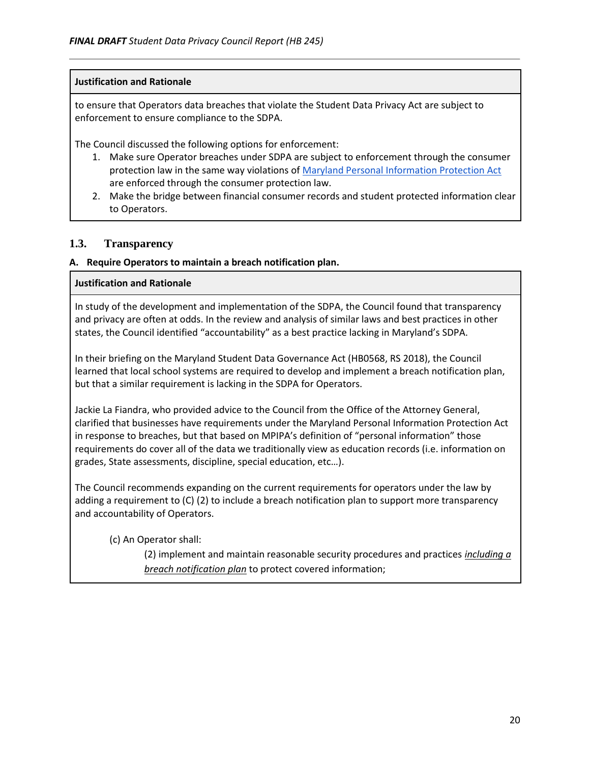| Justification and Rationale |
|---|
| to ensure that Operators data breaches that violate the Student Data Privacy Act are subject to enforcement to ensure compliance to the SDPA.<br><br>The Council discussed the following options for enforcement:<br>1. Make sure Operator breaches under SDPA are subject to enforcement through the consumer protection law in the same way violations of Maryland Personal Information Protection Act are enforced through the consumer protection law.<br>2. Make the bridge between financial consumer records and student protected information clear to Operators. |

## 1.3. Transparency

**A. Require Operators to maintain a breach notification plan.**

| Justification and Rationale |
|---|
| In study of the development and implementation of the SDPA, the Council found that transparency and privacy are often at odds. In the review and analysis of similar laws and best practices in other states, the Council identified "accountability" as a best practice lacking in Maryland's SDPA.<br><br>In their briefing on the Maryland Student Data Governance Act (HB0568, RS 2018), the Council learned that local school systems are required to develop and implement a breach notification plan, but that a similar requirement is lacking in the SDPA for Operators.<br><br>Jackie La Fiandra, who provided advice to the Council from the Office of the Attorney General, clarified that businesses have requirements under the Maryland Personal Information Protection Act in response to breaches, but that based on MPIPA's definition of "personal information" those requirements do cover all of the data we traditionally view as education records (i.e. information on grades, State assessments, discipline, special education, etc…).<br><br>The Council recommends expanding on the current requirements for operators under the law by adding a requirement to (C) (2) to include a breach notification plan to support more transparency and accountability of Operators.<br><br>(c) An Operator shall:<br>(2) implement and maintain reasonable security procedures and practices *<u>including a breach notification plan</u>* to protect covered information; |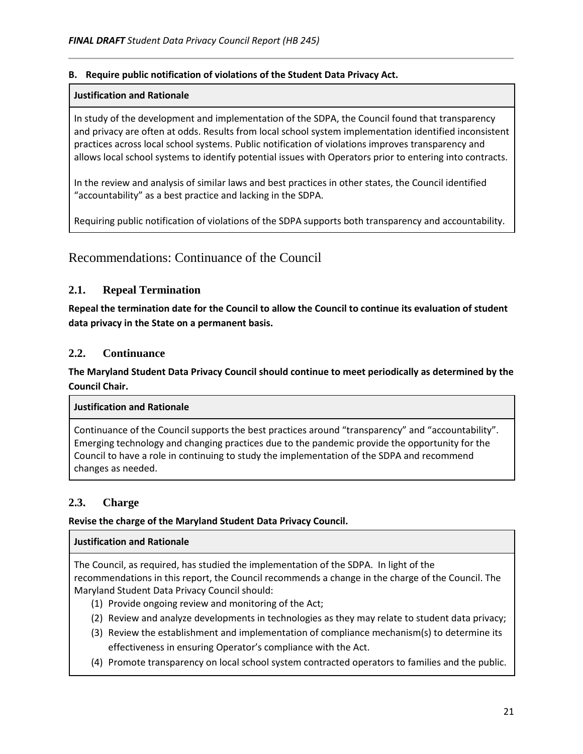**B. Require public notification of violations of the Student Data Privacy Act.**

| Justification and Rationale |
|---|
| In study of the development and implementation of the SDPA, the Council found that transparency and privacy are often at odds. Results from local school system implementation identified inconsistent practices across local school systems. Public notification of violations improves transparency and allows local school systems to identify potential issues with Operators prior to entering into contracts.<br><br>In the review and analysis of similar laws and best practices in other states, the Council identified "accountability" as a best practice and lacking in the SDPA.<br><br>Requiring public notification of violations of the SDPA supports both transparency and accountability. |

# Recommendations: Continuance of the Council

## 2.1. Repeal Termination

**Repeal the termination date for the Council to allow the Council to continue its evaluation of student data privacy in the State on a permanent basis.**

## 2.2. Continuance

**The Maryland Student Data Privacy Council should continue to meet periodically as determined by the Council Chair.**

| Justification and Rationale |
|---|
| Continuance of the Council supports the best practices around "transparency" and "accountability". Emerging technology and changing practices due to the pandemic provide the opportunity for the Council to have a role in continuing to study the implementation of the SDPA and recommend changes as needed. |

## 2.3. Charge

**Revise the charge of the Maryland Student Data Privacy Council.**

| Justification and Rationale |
|---|
| The Council, as required, has studied the implementation of the SDPA. In light of the recommendations in this report, the Council recommends a change in the charge of the Council. The Maryland Student Data Privacy Council should:<br>(1) Provide ongoing review and monitoring of the Act;<br>(2) Review and analyze developments in technologies as they may relate to student data privacy;<br>(3) Review the establishment and implementation of compliance mechanism(s) to determine its effectiveness in ensuring Operator's compliance with the Act.<br>(4) Promote transparency on local school system contracted operators to families and the public. |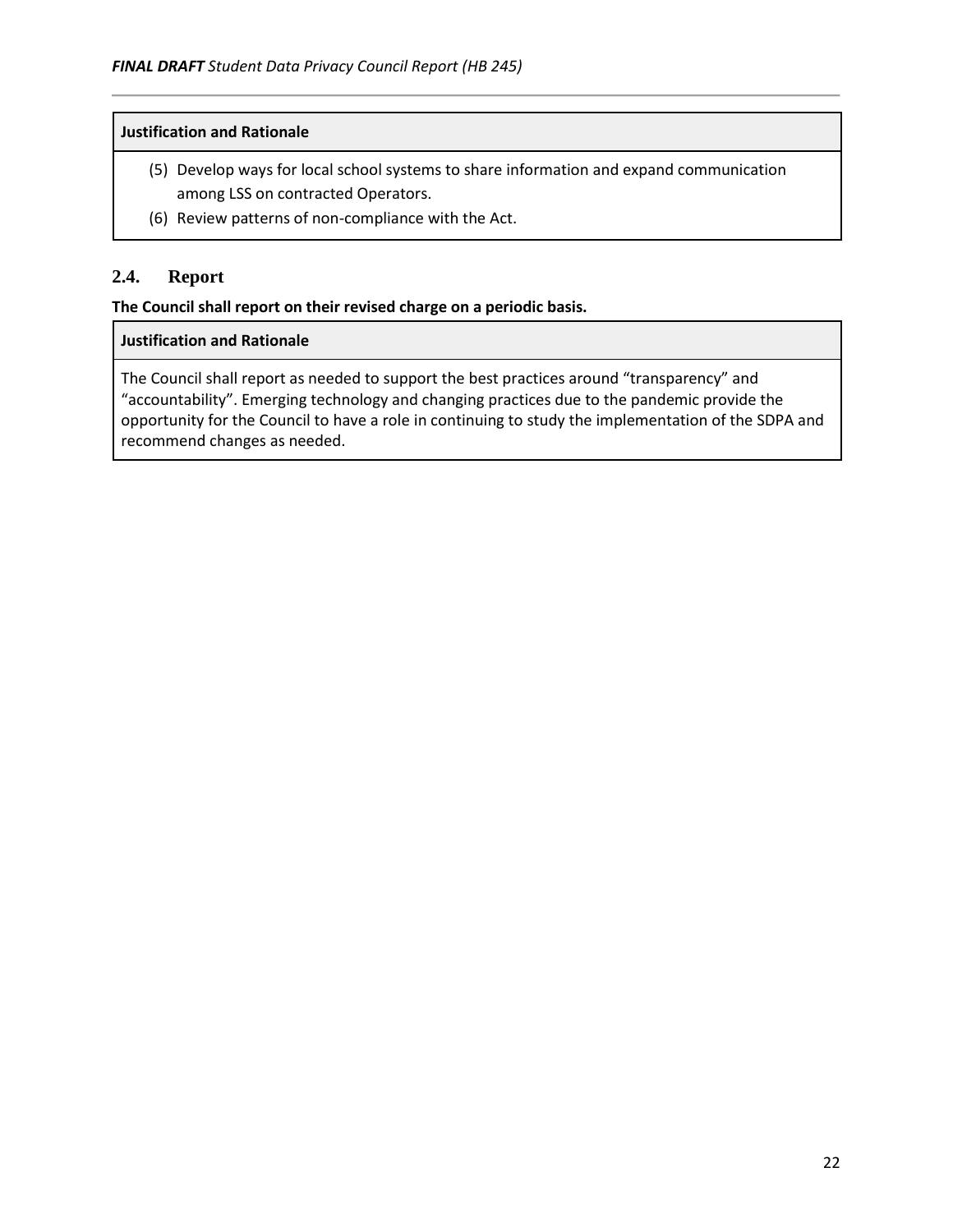| Justification and Rationale |
| --- |
| (5) Develop ways for local school systems to share information and expand communication among LSS on contracted Operators.<br>(6) Review patterns of non-compliance with the Act. |

## 2.4. Report

**The Council shall report on their revised charge on a periodic basis.**

| Justification and Rationale |
| --- |
| The Council shall report as needed to support the best practices around "transparency" and "accountability". Emerging technology and changing practices due to the pandemic provide the opportunity for the Council to have a role in continuing to study the implementation of the SDPA and recommend changes as needed. |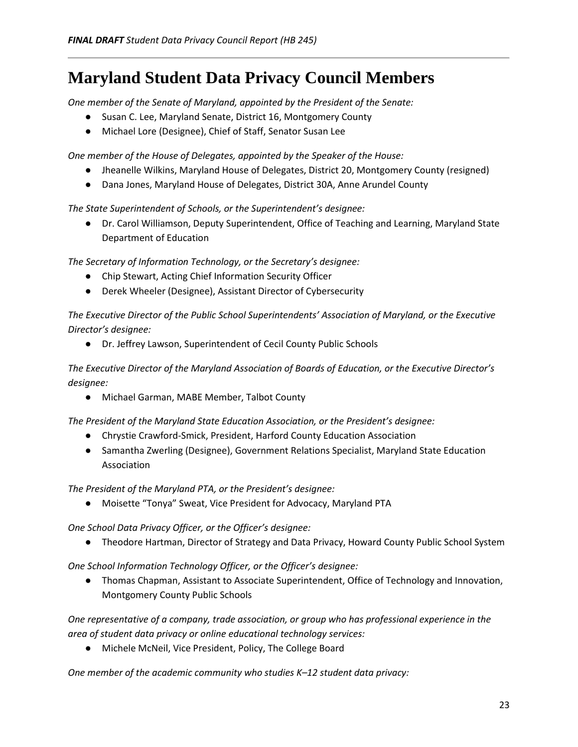# Maryland Student Data Privacy Council Members

*One member of the Senate of Maryland, appointed by the President of the Senate:*

- Susan C. Lee, Maryland Senate, District 16, Montgomery County
- Michael Lore (Designee), Chief of Staff, Senator Susan Lee

*One member of the House of Delegates, appointed by the Speaker of the House:*

- Jheanelle Wilkins, Maryland House of Delegates, District 20, Montgomery County (resigned)
- Dana Jones, Maryland House of Delegates, District 30A, Anne Arundel County

*The State Superintendent of Schools, or the Superintendent's designee:*

- Dr. Carol Williamson, Deputy Superintendent, Office of Teaching and Learning, Maryland State Department of Education

*The Secretary of Information Technology, or the Secretary's designee:*

- Chip Stewart, Acting Chief Information Security Officer
- Derek Wheeler (Designee), Assistant Director of Cybersecurity

*The Executive Director of the Public School Superintendents' Association of Maryland, or the Executive Director's designee:*

- Dr. Jeffrey Lawson, Superintendent of Cecil County Public Schools

*The Executive Director of the Maryland Association of Boards of Education, or the Executive Director's designee:*

- Michael Garman, MABE Member, Talbot County

*The President of the Maryland State Education Association, or the President's designee:*

- Chrystie Crawford-Smick, President, Harford County Education Association
- Samantha Zwerling (Designee), Government Relations Specialist, Maryland State Education Association

*The President of the Maryland PTA, or the President's designee:*

- Moisette "Tonya" Sweat, Vice President for Advocacy, Maryland PTA

*One School Data Privacy Officer, or the Officer's designee:*

- Theodore Hartman, Director of Strategy and Data Privacy, Howard County Public School System

*One School Information Technology Officer, or the Officer's designee:*

- Thomas Chapman, Assistant to Associate Superintendent, Office of Technology and Innovation, Montgomery County Public Schools

*One representative of a company, trade association, or group who has professional experience in the area of student data privacy or online educational technology services:*

- Michele McNeil, Vice President, Policy, The College Board

*One member of the academic community who studies K–12 student data privacy:*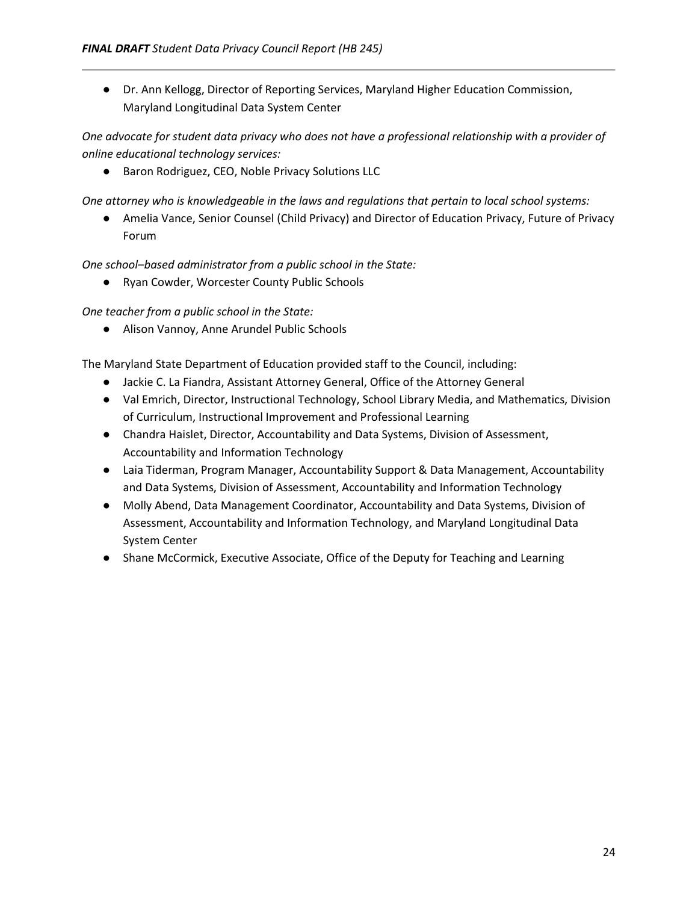- Dr. Ann Kellogg, Director of Reporting Services, Maryland Higher Education Commission, Maryland Longitudinal Data System Center

*One advocate for student data privacy who does not have a professional relationship with a provider of online educational technology services:*

- Baron Rodriguez, CEO, Noble Privacy Solutions LLC

*One attorney who is knowledgeable in the laws and regulations that pertain to local school systems:*

- Amelia Vance, Senior Counsel (Child Privacy) and Director of Education Privacy, Future of Privacy Forum

*One school–based administrator from a public school in the State:*

- Ryan Cowder, Worcester County Public Schools

*One teacher from a public school in the State:*

- Alison Vannoy, Anne Arundel Public Schools

The Maryland State Department of Education provided staff to the Council, including:

- Jackie C. La Fiandra, Assistant Attorney General, Office of the Attorney General
- Val Emrich, Director, Instructional Technology, School Library Media, and Mathematics, Division of Curriculum, Instructional Improvement and Professional Learning
- Chandra Haislet, Director, Accountability and Data Systems, Division of Assessment, Accountability and Information Technology
- Laia Tiderman, Program Manager, Accountability Support & Data Management, Accountability and Data Systems, Division of Assessment, Accountability and Information Technology
- Molly Abend, Data Management Coordinator, Accountability and Data Systems, Division of Assessment, Accountability and Information Technology, and Maryland Longitudinal Data System Center
- Shane McCormick, Executive Associate, Office of the Deputy for Teaching and Learning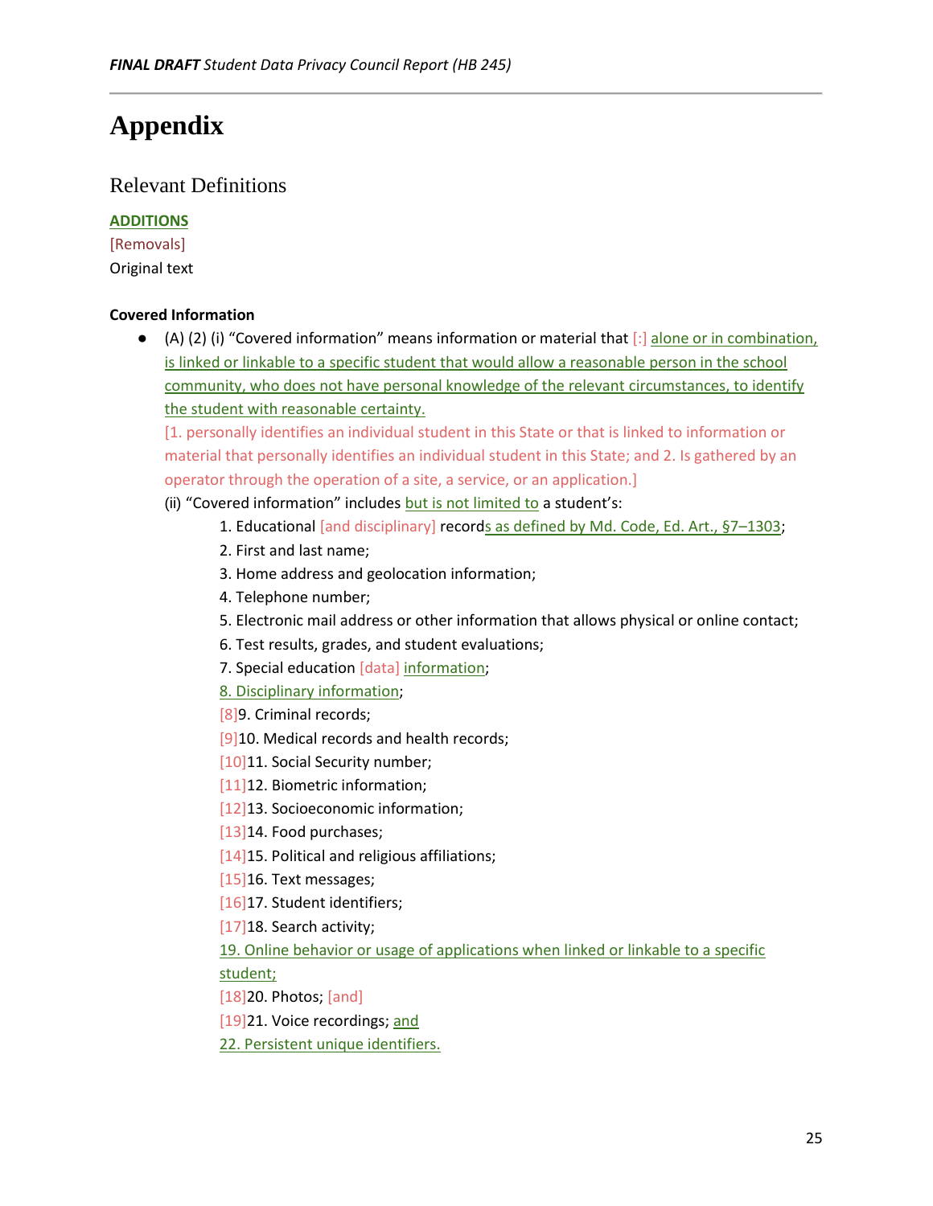# Appendix

## Relevant Definitions

<u>**ADDITIONS**</u>

[Removals]

Original text

**Covered Information**

- (A) (2) (i) "Covered information" means information or material that [:] <u>alone or in combination, is linked or linkable to a specific student that would allow a reasonable person in the school community, who does not have personal knowledge of the relevant circumstances, to identify the student with reasonable certainty.</u>
  [1. personally identifies an individual student in this State or that is linked to information or material that personally identifies an individual student in this State; and 2. Is gathered by an operator through the operation of a site, a service, or an application.]
  (ii) "Covered information" includes <u>but is not limited to</u> a student's:
  1. Educational [and disciplinary] record<u>s as defined by Md. Code, Ed. Art., §7–1303</u>;
  2. First and last name;
  3. Home address and geolocation information;
  4. Telephone number;
  5. Electronic mail address or other information that allows physical or online contact;
  6. Test results, grades, and student evaluations;
  7. Special education [data] <u>information</u>;
  <u>8. Disciplinary information</u>;
  [8]9. Criminal records;
  [9]10. Medical records and health records;
  [10]11. Social Security number;
  [11]12. Biometric information;
  [12]13. Socioeconomic information;
  [13]14. Food purchases;
  [14]15. Political and religious affiliations;
  [15]16. Text messages;
  [16]17. Student identifiers;
  [17]18. Search activity;
  <u>19. Online behavior or usage of applications when linked or linkable to a specific student;</u>
  [18]20. Photos; [and]
  [19]21. Voice recordings; <u>and</u>
  <u>22. Persistent unique identifiers.</u>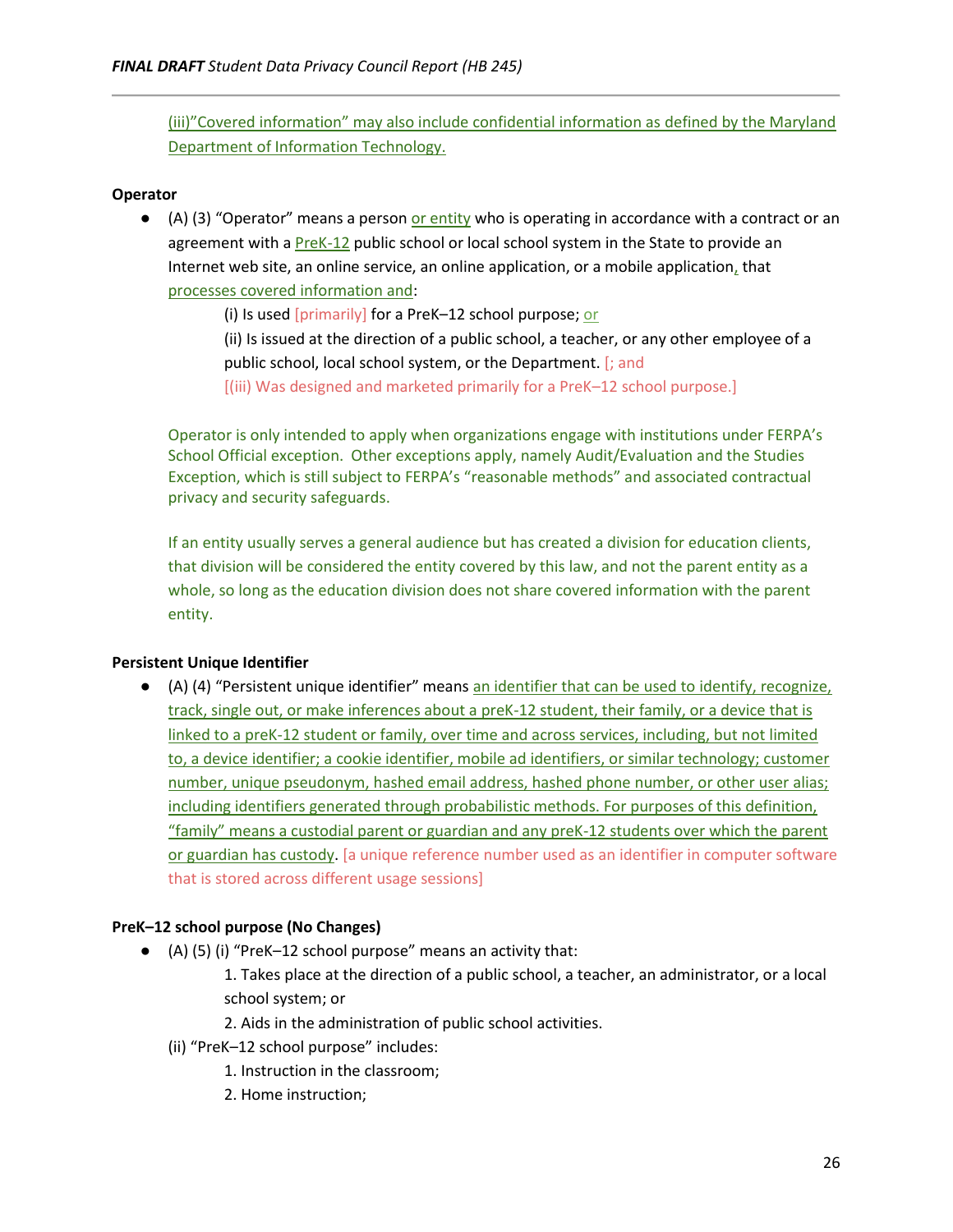(iii)"Covered information" may also include confidential information as defined by the Maryland Department of Information Technology.

**Operator**

- (A) (3) "Operator" means a person or entity who is operating in accordance with a contract or an agreement with a PreK-12 public school or local school system in the State to provide an Internet web site, an online service, an online application, or a mobile application, that processes covered information and:

  (i) Is used [primarily] for a PreK–12 school purpose; or

  (ii) Is issued at the direction of a public school, a teacher, or any other employee of a public school, local school system, or the Department. [; and

  [(iii) Was designed and marketed primarily for a PreK–12 school purpose.]

  Operator is only intended to apply when organizations engage with institutions under FERPA's School Official exception. Other exceptions apply, namely Audit/Evaluation and the Studies Exception, which is still subject to FERPA's "reasonable methods" and associated contractual privacy and security safeguards.

  If an entity usually serves a general audience but has created a division for education clients, that division will be considered the entity covered by this law, and not the parent entity as a whole, so long as the education division does not share covered information with the parent entity.

**Persistent Unique Identifier**

- (A) (4) "Persistent unique identifier" means an identifier that can be used to identify, recognize, track, single out, or make inferences about a preK-12 student, their family, or a device that is linked to a preK-12 student or family, over time and across services, including, but not limited to, a device identifier; a cookie identifier, mobile ad identifiers, or similar technology; customer number, unique pseudonym, hashed email address, hashed phone number, or other user alias; including identifiers generated through probabilistic methods. For purposes of this definition, "family" means a custodial parent or guardian and any preK-12 students over which the parent or guardian has custody. [a unique reference number used as an identifier in computer software that is stored across different usage sessions]

**PreK–12 school purpose (No Changes)**

- (A) (5) (i) "PreK–12 school purpose" means an activity that:

  1. Takes place at the direction of a public school, a teacher, an administrator, or a local school system; or
  2. Aids in the administration of public school activities.

  (ii) "PreK–12 school purpose" includes:

  1. Instruction in the classroom;
  2. Home instruction;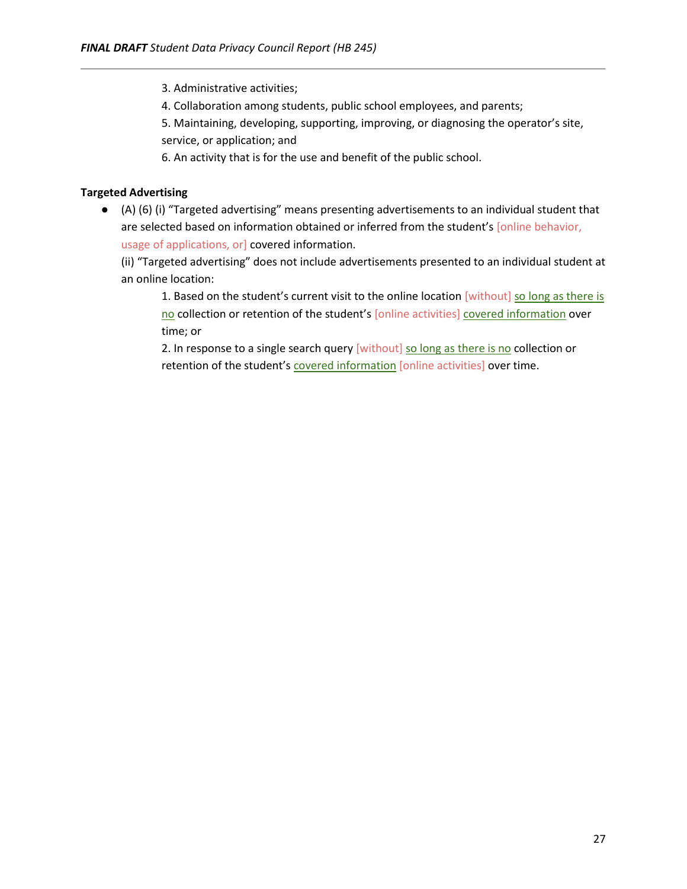3. Administrative activities;

4. Collaboration among students, public school employees, and parents;

5. Maintaining, developing, supporting, improving, or diagnosing the operator's site, service, or application; and

6. An activity that is for the use and benefit of the public school.

**Targeted Advertising**

- (A) (6) (i) "Targeted advertising" means presenting advertisements to an individual student that are selected based on information obtained or inferred from the student's [online behavior, usage of applications, or] covered information.

  (ii) "Targeted advertising" does not include advertisements presented to an individual student at an online location:

  1. Based on the student's current visit to the online location [without] so long as there is no collection or retention of the student's [online activities] covered information over time; or

  2. In response to a single search query [without] so long as there is no collection or retention of the student's covered information [online activities] over time.